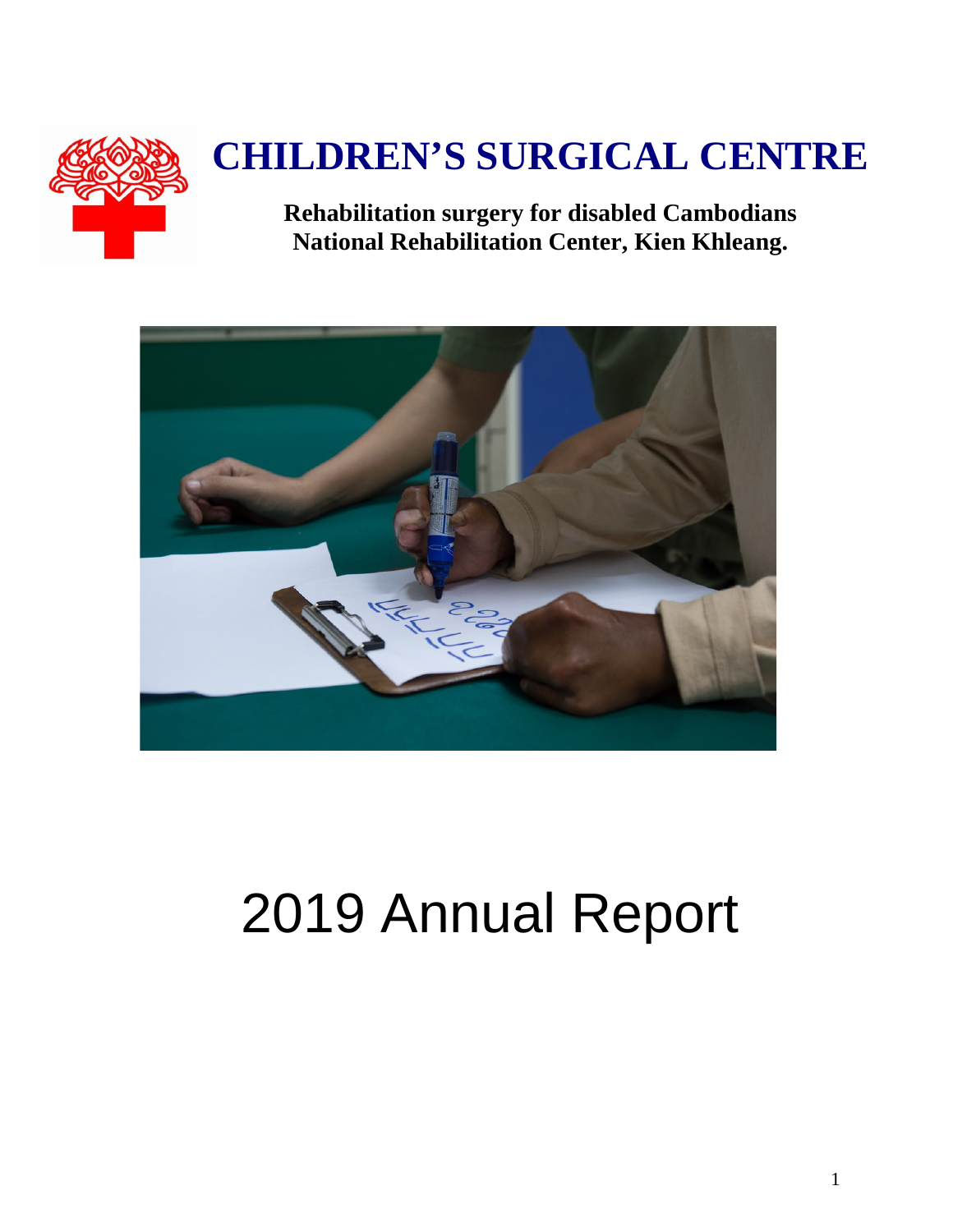# CHILDREN'S SURGICAL CENTRE

**Rehabilitation surgery for disabled Cambodians**
**National Rehabilitation Center, Kien Khleang.**

# 2019 Annual Report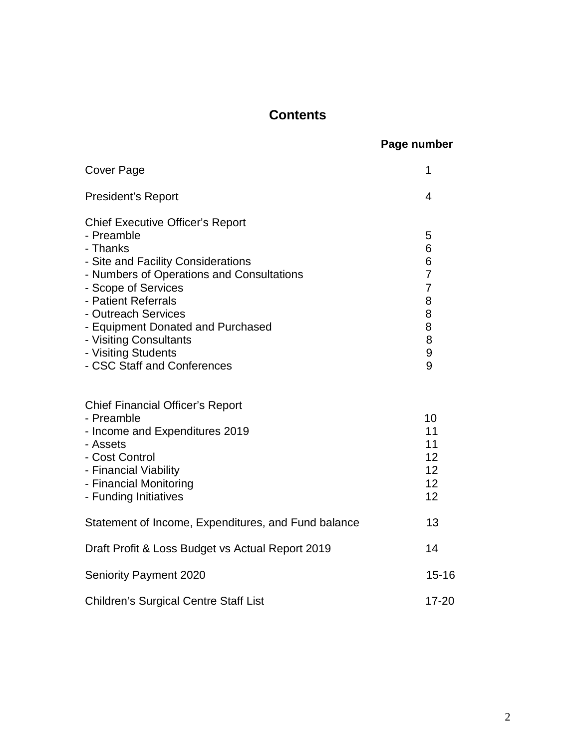# Contents

| | Page number |
|---|---|
| Cover Page | 1 |
| President's Report | 4 |
| Chief Executive Officer's Report | |
| - Preamble | 5 |
| - Thanks | 6 |
| - Site and Facility Considerations | 6 |
| - Numbers of Operations and Consultations | 7 |
| - Scope of Services | 7 |
| - Patient Referrals | 8 |
| - Outreach Services | 8 |
| - Equipment Donated and Purchased | 8 |
| - Visiting Consultants | 8 |
| - Visiting Students | 9 |
| - CSC Staff and Conferences | 9 |
| Chief Financial Officer's Report | |
| - Preamble | 10 |
| - Income and Expenditures 2019 | 11 |
| - Assets | 11 |
| - Cost Control | 12 |
| - Financial Viability | 12 |
| - Financial Monitoring | 12 |
| - Funding Initiatives | 12 |
| Statement of Income, Expenditures, and Fund balance | 13 |
| Draft Profit & Loss Budget vs Actual Report 2019 | 14 |
| Seniority Payment 2020 | 15-16 |
| Children's Surgical Centre Staff List | 17-20 |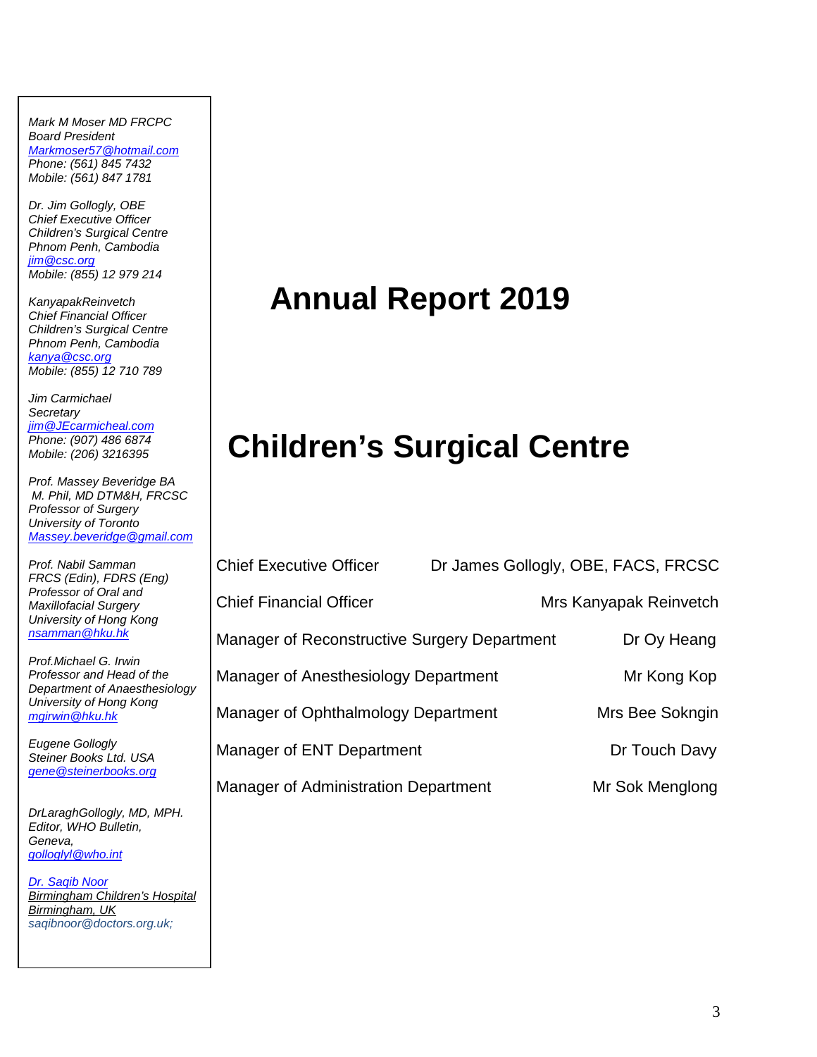*Mark M Moser MD FRCPC*
*Board President*
*Markmoser57@hotmail.com*
*Phone: (561) 845 7432*
*Mobile: (561) 847 1781*

*Dr. Jim Gollogly, OBE*
*Chief Executive Officer*
*Children's Surgical Centre*
*Phnom Penh, Cambodia*
*jim@csc.org*
*Mobile: (855) 12 979 214*

*KanyapakReinvetch*
*Chief Financial Officer*
*Children's Surgical Centre*
*Phnom Penh, Cambodia*
*kanya@csc.org*
*Mobile: (855) 12 710 789*

*Jim Carmichael*
*Secretary*
*jim@JEcarmicheal.com*
*Phone: (907) 486 6874*
*Mobile: (206) 3216395*

*Prof. Massey Beveridge BA*
*M. Phil, MD DTM&H, FRCSC*
*Professor of Surgery*
*University of Toronto*
*Massey.beveridge@gmail.com*

*Prof. Nabil Samman*
*FRCS (Edin), FDRS (Eng)*
*Professor of Oral and Maxillofacial Surgery*
*University of Hong Kong*
*nsamman@hku.hk*

*Prof.Michael G. Irwin*
*Professor and Head of the Department of Anaesthesiology*
*University of Hong Kong*
*mgirwin@hku.hk*

*Eugene Gollogly*
*Steiner Books Ltd. USA*
*gene@steinerbooks.org*

*DrLaraghGollogly, MD, MPH.*
*Editor, WHO Bulletin,*
*Geneva,*
*golloglyl@who.int*

*Dr. Saqib Noor*
*Birmingham Children's Hospital*
*Birmingham, UK*
*saqibnoor@doctors.org.uk;*

# Annual Report 2019

# Children's Surgical Centre

| | |
|---|---|
| Chief Executive Officer | Dr James Gollogly, OBE, FACS, FRCSC |
| Chief Financial Officer | Mrs Kanyapak Reinvetch |
| Manager of Reconstructive Surgery Department | Dr Oy Heang |
| Manager of Anesthesiology Department | Mr Kong Kop |
| Manager of Ophthalmology Department | Mrs Bee Sokngin |
| Manager of ENT Department | Dr Touch Davy |
| Manager of Administration Department | Mr Sok Menglong |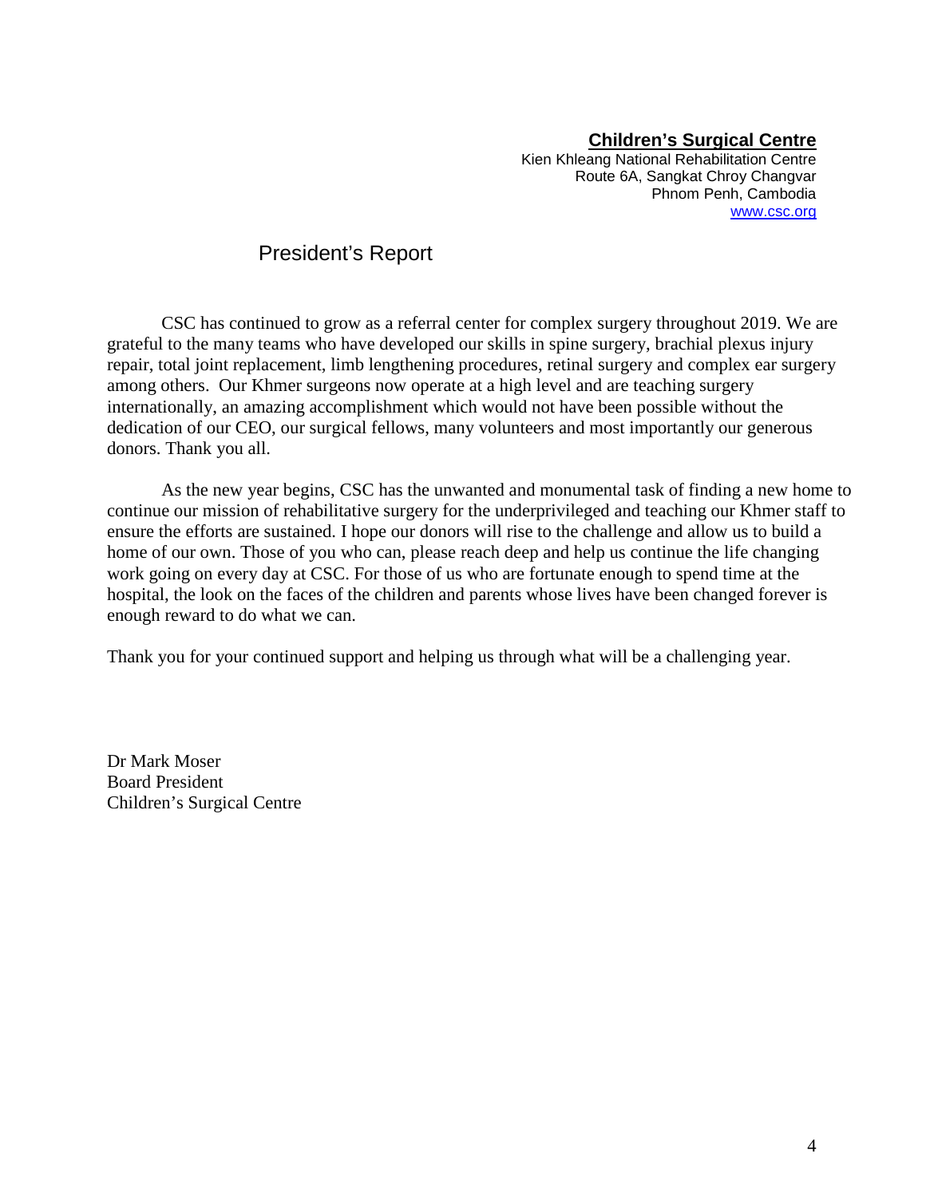**Children's Surgical Centre**
Kien Khleang National Rehabilitation Centre
Route 6A, Sangkat Chroy Changvar
Phnom Penh, Cambodia
www.csc.org

# President's Report

CSC has continued to grow as a referral center for complex surgery throughout 2019. We are grateful to the many teams who have developed our skills in spine surgery, brachial plexus injury repair, total joint replacement, limb lengthening procedures, retinal surgery and complex ear surgery among others. Our Khmer surgeons now operate at a high level and are teaching surgery internationally, an amazing accomplishment which would not have been possible without the dedication of our CEO, our surgical fellows, many volunteers and most importantly our generous donors. Thank you all.

As the new year begins, CSC has the unwanted and monumental task of finding a new home to continue our mission of rehabilitative surgery for the underprivileged and teaching our Khmer staff to ensure the efforts are sustained. I hope our donors will rise to the challenge and allow us to build a home of our own. Those of you who can, please reach deep and help us continue the life changing work going on every day at CSC. For those of us who are fortunate enough to spend time at the hospital, the look on the faces of the children and parents whose lives have been changed forever is enough reward to do what we can.

Thank you for your continued support and helping us through what will be a challenging year.

Dr Mark Moser
Board President
Children's Surgical Centre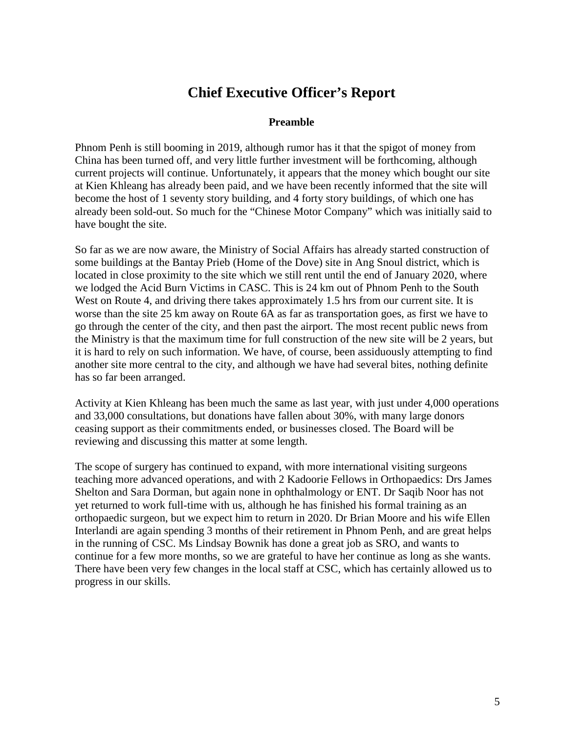# Chief Executive Officer's Report

### Preamble

Phnom Penh is still booming in 2019, although rumor has it that the spigot of money from China has been turned off, and very little further investment will be forthcoming, although current projects will continue. Unfortunately, it appears that the money which bought our site at Kien Khleang has already been paid, and we have been recently informed that the site will become the host of 1 seventy story building, and 4 forty story buildings, of which one has already been sold-out. So much for the "Chinese Motor Company" which was initially said to have bought the site.

So far as we are now aware, the Ministry of Social Affairs has already started construction of some buildings at the Bantay Prieb (Home of the Dove) site in Ang Snoul district, which is located in close proximity to the site which we still rent until the end of January 2020, where we lodged the Acid Burn Victims in CASC. This is 24 km out of Phnom Penh to the South West on Route 4, and driving there takes approximately 1.5 hrs from our current site. It is worse than the site 25 km away on Route 6A as far as transportation goes, as first we have to go through the center of the city, and then past the airport. The most recent public news from the Ministry is that the maximum time for full construction of the new site will be 2 years, but it is hard to rely on such information. We have, of course, been assiduously attempting to find another site more central to the city, and although we have had several bites, nothing definite has so far been arranged.

Activity at Kien Khleang has been much the same as last year, with just under 4,000 operations and 33,000 consultations, but donations have fallen about 30%, with many large donors ceasing support as their commitments ended, or businesses closed. The Board will be reviewing and discussing this matter at some length.

The scope of surgery has continued to expand, with more international visiting surgeons teaching more advanced operations, and with 2 Kadoorie Fellows in Orthopaedics: Drs James Shelton and Sara Dorman, but again none in ophthalmology or ENT. Dr Saqib Noor has not yet returned to work full-time with us, although he has finished his formal training as an orthopaedic surgeon, but we expect him to return in 2020. Dr Brian Moore and his wife Ellen Interlandi are again spending 3 months of their retirement in Phnom Penh, and are great helps in the running of CSC. Ms Lindsay Bownik has done a great job as SRO, and wants to continue for a few more months, so we are grateful to have her continue as long as she wants. There have been very few changes in the local staff at CSC, which has certainly allowed us to progress in our skills.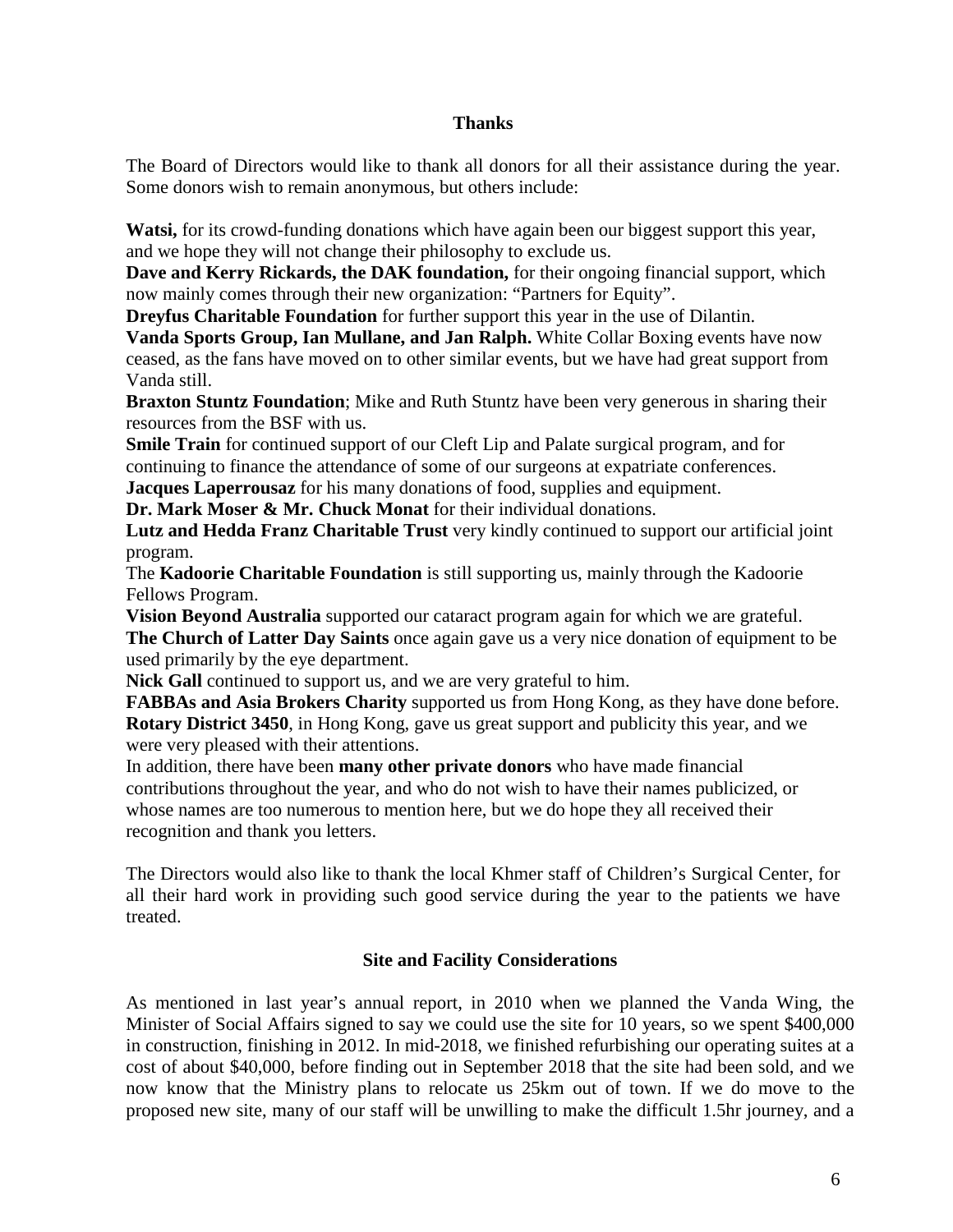## Thanks

The Board of Directors would like to thank all donors for all their assistance during the year. Some donors wish to remain anonymous, but others include:

**Watsi,** for its crowd-funding donations which have again been our biggest support this year, and we hope they will not change their philosophy to exclude us.
**Dave and Kerry Rickards, the DAK foundation,** for their ongoing financial support, which now mainly comes through their new organization: "Partners for Equity".
**Dreyfus Charitable Foundation** for further support this year in the use of Dilantin.
**Vanda Sports Group, Ian Mullane, and Jan Ralph.** White Collar Boxing events have now ceased, as the fans have moved on to other similar events, but we have had great support from Vanda still.
**Braxton Stuntz Foundation**; Mike and Ruth Stuntz have been very generous in sharing their resources from the BSF with us.
**Smile Train** for continued support of our Cleft Lip and Palate surgical program, and for continuing to finance the attendance of some of our surgeons at expatriate conferences.
**Jacques Laperrousaz** for his many donations of food, supplies and equipment.
**Dr. Mark Moser & Mr. Chuck Monat** for their individual donations.
**Lutz and Hedda Franz Charitable Trust** very kindly continued to support our artificial joint program.
The **Kadoorie Charitable Foundation** is still supporting us, mainly through the Kadoorie Fellows Program.
**Vision Beyond Australia** supported our cataract program again for which we are grateful.
**The Church of Latter Day Saints** once again gave us a very nice donation of equipment to be used primarily by the eye department.
**Nick Gall** continued to support us, and we are very grateful to him.
**FABBAs and Asia Brokers Charity** supported us from Hong Kong, as they have done before.
**Rotary District 3450**, in Hong Kong, gave us great support and publicity this year, and we were very pleased with their attentions.
In addition, there have been **many other private donors** who have made financial contributions throughout the year, and who do not wish to have their names publicized, or whose names are too numerous to mention here, but we do hope they all received their recognition and thank you letters.

The Directors would also like to thank the local Khmer staff of Children's Surgical Center, for all their hard work in providing such good service during the year to the patients we have treated.

## Site and Facility Considerations

As mentioned in last year's annual report, in 2010 when we planned the Vanda Wing, the Minister of Social Affairs signed to say we could use the site for 10 years, so we spent $400,000 in construction, finishing in 2012. In mid-2018, we finished refurbishing our operating suites at a cost of about $40,000, before finding out in September 2018 that the site had been sold, and we now know that the Ministry plans to relocate us 25km out of town. If we do move to the proposed new site, many of our staff will be unwilling to make the difficult 1.5hr journey, and a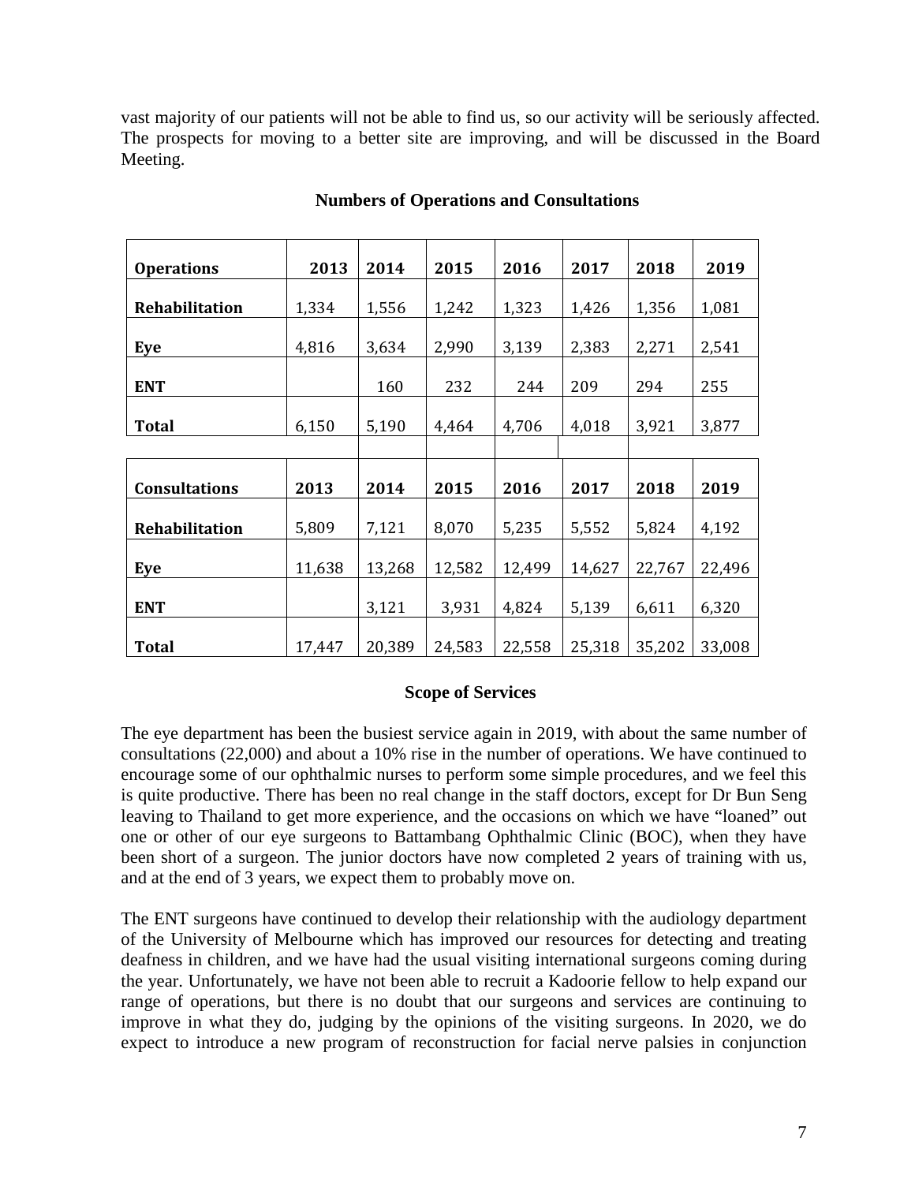vast majority of our patients will not be able to find us, so our activity will be seriously affected. The prospects for moving to a better site are improving, and will be discussed in the Board Meeting.

**Numbers of Operations and Consultations**

| Operations | 2013 | 2014 | 2015 | 2016 | 2017 | 2018 | 2019 |
|---|---|---|---|---|---|---|---|
| Rehabilitation | 1,334 | 1,556 | 1,242 | 1,323 | 1,426 | 1,356 | 1,081 |
| Eye | 4,816 | 3,634 | 2,990 | 3,139 | 2,383 | 2,271 | 2,541 |
| ENT | | 160 | 232 | 244 | 209 | 294 | 255 |
| Total | 6,150 | 5,190 | 4,464 | 4,706 | 4,018 | 3,921 | 3,877 |
| | | | | | | | |
| **Consultations** | **2013** | **2014** | **2015** | **2016** | **2017** | **2018** | **2019** |
| Rehabilitation | 5,809 | 7,121 | 8,070 | 5,235 | 5,552 | 5,824 | 4,192 |
| Eye | 11,638 | 13,268 | 12,582 | 12,499 | 14,627 | 22,767 | 22,496 |
| ENT | | 3,121 | 3,931 | 4,824 | 5,139 | 6,611 | 6,320 |
| Total | 17,447 | 20,389 | 24,583 | 22,558 | 25,318 | 35,202 | 33,008 |

**Scope of Services**

The eye department has been the busiest service again in 2019, with about the same number of consultations (22,000) and about a 10% rise in the number of operations. We have continued to encourage some of our ophthalmic nurses to perform some simple procedures, and we feel this is quite productive. There has been no real change in the staff doctors, except for Dr Bun Seng leaving to Thailand to get more experience, and the occasions on which we have "loaned" out one or other of our eye surgeons to Battambang Ophthalmic Clinic (BOC), when they have been short of a surgeon. The junior doctors have now completed 2 years of training with us, and at the end of 3 years, we expect them to probably move on.

The ENT surgeons have continued to develop their relationship with the audiology department of the University of Melbourne which has improved our resources for detecting and treating deafness in children, and we have had the usual visiting international surgeons coming during the year. Unfortunately, we have not been able to recruit a Kadoorie fellow to help expand our range of operations, but there is no doubt that our surgeons and services are continuing to improve in what they do, judging by the opinions of the visiting surgeons. In 2020, we do expect to introduce a new program of reconstruction for facial nerve palsies in conjunction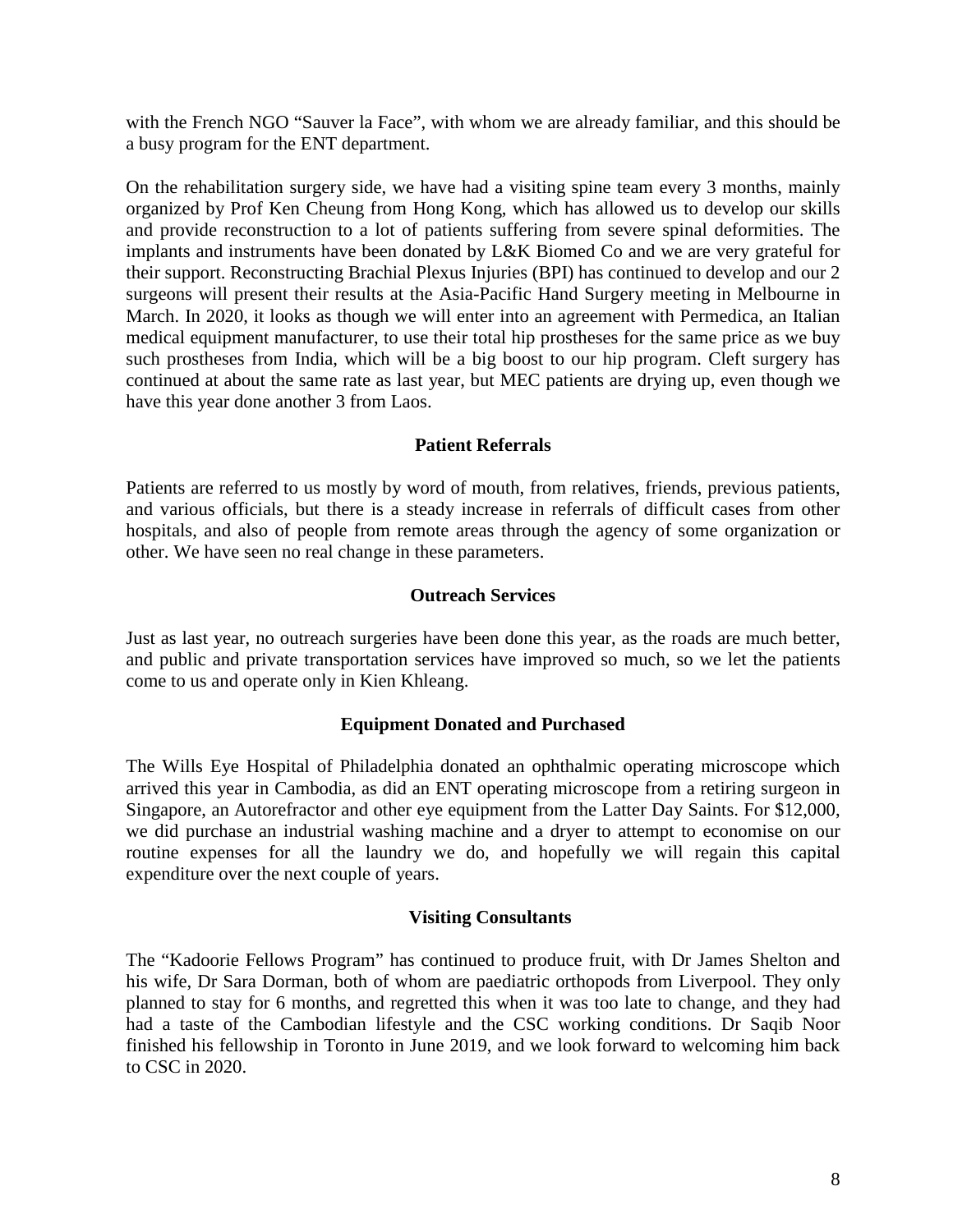with the French NGO "Sauver la Face", with whom we are already familiar, and this should be a busy program for the ENT department.

On the rehabilitation surgery side, we have had a visiting spine team every 3 months, mainly organized by Prof Ken Cheung from Hong Kong, which has allowed us to develop our skills and provide reconstruction to a lot of patients suffering from severe spinal deformities. The implants and instruments have been donated by L&K Biomed Co and we are very grateful for their support. Reconstructing Brachial Plexus Injuries (BPI) has continued to develop and our 2 surgeons will present their results at the Asia-Pacific Hand Surgery meeting in Melbourne in March. In 2020, it looks as though we will enter into an agreement with Permedica, an Italian medical equipment manufacturer, to use their total hip prostheses for the same price as we buy such prostheses from India, which will be a big boost to our hip program. Cleft surgery has continued at about the same rate as last year, but MEC patients are drying up, even though we have this year done another 3 from Laos.

### Patient Referrals

Patients are referred to us mostly by word of mouth, from relatives, friends, previous patients, and various officials, but there is a steady increase in referrals of difficult cases from other hospitals, and also of people from remote areas through the agency of some organization or other. We have seen no real change in these parameters.

### Outreach Services

Just as last year, no outreach surgeries have been done this year, as the roads are much better, and public and private transportation services have improved so much, so we let the patients come to us and operate only in Kien Khleang.

### Equipment Donated and Purchased

The Wills Eye Hospital of Philadelphia donated an ophthalmic operating microscope which arrived this year in Cambodia, as did an ENT operating microscope from a retiring surgeon in Singapore, an Autorefractor and other eye equipment from the Latter Day Saints. For $12,000, we did purchase an industrial washing machine and a dryer to attempt to economise on our routine expenses for all the laundry we do, and hopefully we will regain this capital expenditure over the next couple of years.

### Visiting Consultants

The "Kadoorie Fellows Program" has continued to produce fruit, with Dr James Shelton and his wife, Dr Sara Dorman, both of whom are paediatric orthopods from Liverpool. They only planned to stay for 6 months, and regretted this when it was too late to change, and they had had a taste of the Cambodian lifestyle and the CSC working conditions. Dr Saqib Noor finished his fellowship in Toronto in June 2019, and we look forward to welcoming him back to CSC in 2020.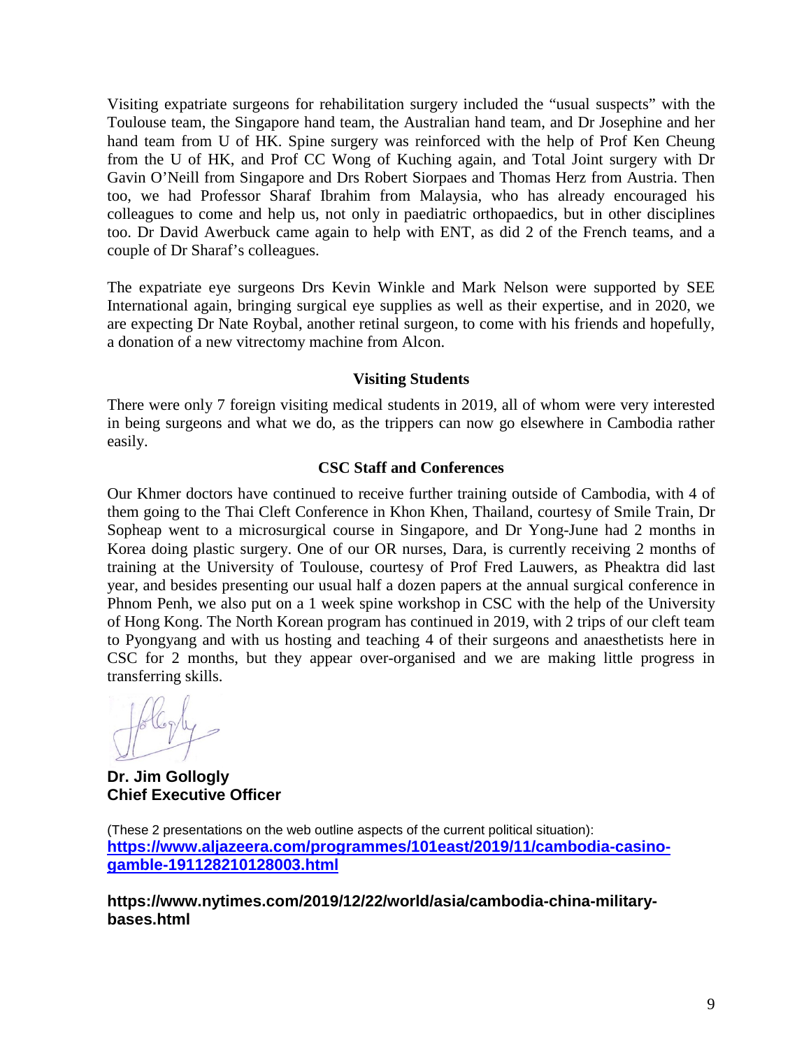Visiting expatriate surgeons for rehabilitation surgery included the "usual suspects" with the Toulouse team, the Singapore hand team, the Australian hand team, and Dr Josephine and her hand team from U of HK. Spine surgery was reinforced with the help of Prof Ken Cheung from the U of HK, and Prof CC Wong of Kuching again, and Total Joint surgery with Dr Gavin O'Neill from Singapore and Drs Robert Siorpaes and Thomas Herz from Austria. Then too, we had Professor Sharaf Ibrahim from Malaysia, who has already encouraged his colleagues to come and help us, not only in paediatric orthopaedics, but in other disciplines too. Dr David Awerbuck came again to help with ENT, as did 2 of the French teams, and a couple of Dr Sharaf's colleagues.

The expatriate eye surgeons Drs Kevin Winkle and Mark Nelson were supported by SEE International again, bringing surgical eye supplies as well as their expertise, and in 2020, we are expecting Dr Nate Roybal, another retinal surgeon, to come with his friends and hopefully, a donation of a new vitrectomy machine from Alcon.

### Visiting Students

There were only 7 foreign visiting medical students in 2019, all of whom were very interested in being surgeons and what we do, as the trippers can now go elsewhere in Cambodia rather easily.

### CSC Staff and Conferences

Our Khmer doctors have continued to receive further training outside of Cambodia, with 4 of them going to the Thai Cleft Conference in Khon Khen, Thailand, courtesy of Smile Train, Dr Sopheap went to a microsurgical course in Singapore, and Dr Yong-June had 2 months in Korea doing plastic surgery. One of our OR nurses, Dara, is currently receiving 2 months of training at the University of Toulouse, courtesy of Prof Fred Lauwers, as Pheaktra did last year, and besides presenting our usual half a dozen papers at the annual surgical conference in Phnom Penh, we also put on a 1 week spine workshop in CSC with the help of the University of Hong Kong. The North Korean program has continued in 2019, with 2 trips of our cleft team to Pyongyang and with us hosting and teaching 4 of their surgeons and anaesthetists here in CSC for 2 months, but they appear over-organised and we are making little progress in transferring skills.

**Dr. Jim Gollogly**
**Chief Executive Officer**

(These 2 presentations on the web outline aspects of the current political situation):
**https://www.aljazeera.com/programmes/101east/2019/11/cambodia-casino-gamble-191128210128003.html**

**https://www.nytimes.com/2019/12/22/world/asia/cambodia-china-military-bases.html**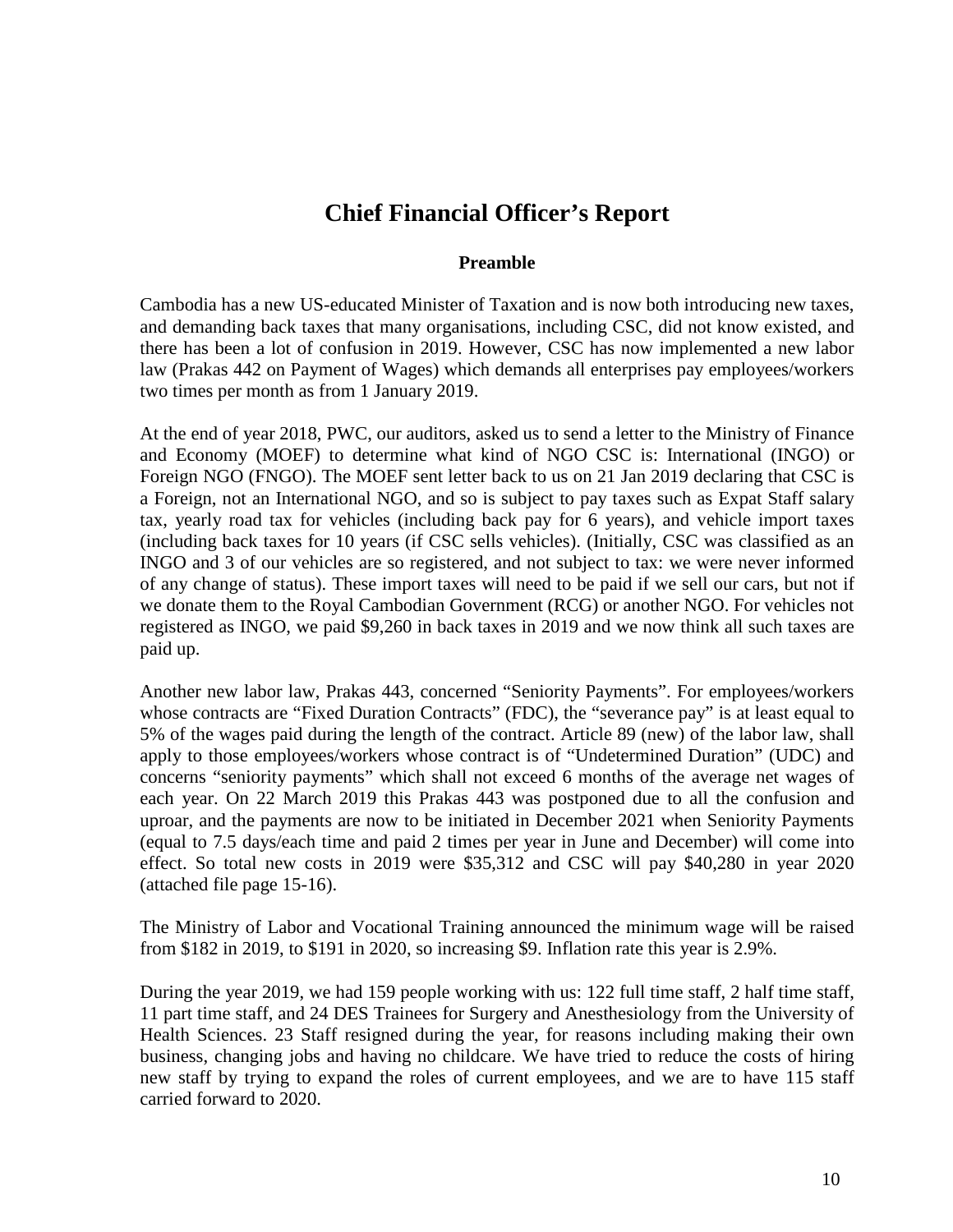# Chief Financial Officer's Report

### Preamble

Cambodia has a new US-educated Minister of Taxation and is now both introducing new taxes, and demanding back taxes that many organisations, including CSC, did not know existed, and there has been a lot of confusion in 2019. However, CSC has now implemented a new labor law (Prakas 442 on Payment of Wages) which demands all enterprises pay employees/workers two times per month as from 1 January 2019.

At the end of year 2018, PWC, our auditors, asked us to send a letter to the Ministry of Finance and Economy (MOEF) to determine what kind of NGO CSC is: International (INGO) or Foreign NGO (FNGO). The MOEF sent letter back to us on 21 Jan 2019 declaring that CSC is a Foreign, not an International NGO, and so is subject to pay taxes such as Expat Staff salary tax, yearly road tax for vehicles (including back pay for 6 years), and vehicle import taxes (including back taxes for 10 years (if CSC sells vehicles). (Initially, CSC was classified as an INGO and 3 of our vehicles are so registered, and not subject to tax: we were never informed of any change of status). These import taxes will need to be paid if we sell our cars, but not if we donate them to the Royal Cambodian Government (RCG) or another NGO. For vehicles not registered as INGO, we paid $9,260 in back taxes in 2019 and we now think all such taxes are paid up.

Another new labor law, Prakas 443, concerned "Seniority Payments". For employees/workers whose contracts are "Fixed Duration Contracts" (FDC), the "severance pay" is at least equal to 5% of the wages paid during the length of the contract. Article 89 (new) of the labor law, shall apply to those employees/workers whose contract is of "Undetermined Duration" (UDC) and concerns "seniority payments" which shall not exceed 6 months of the average net wages of each year. On 22 March 2019 this Prakas 443 was postponed due to all the confusion and uproar, and the payments are now to be initiated in December 2021 when Seniority Payments (equal to 7.5 days/each time and paid 2 times per year in June and December) will come into effect. So total new costs in 2019 were $35,312 and CSC will pay $40,280 in year 2020 (attached file page 15-16).

The Ministry of Labor and Vocational Training announced the minimum wage will be raised from $182 in 2019, to $191 in 2020, so increasing $9. Inflation rate this year is 2.9%.

During the year 2019, we had 159 people working with us: 122 full time staff, 2 half time staff, 11 part time staff, and 24 DES Trainees for Surgery and Anesthesiology from the University of Health Sciences. 23 Staff resigned during the year, for reasons including making their own business, changing jobs and having no childcare. We have tried to reduce the costs of hiring new staff by trying to expand the roles of current employees, and we are to have 115 staff carried forward to 2020.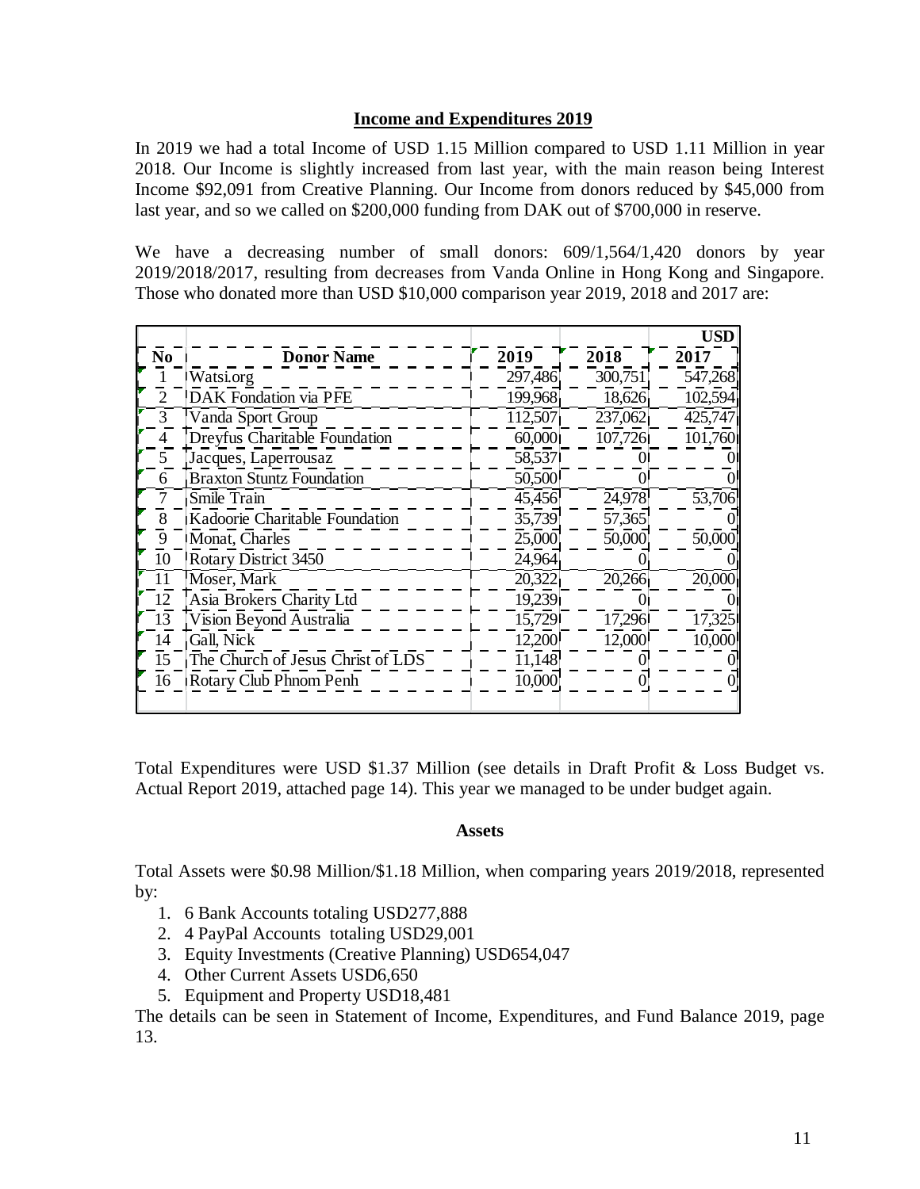## Income and Expenditures 2019

In 2019 we had a total Income of USD 1.15 Million compared to USD 1.11 Million in year 2018. Our Income is slightly increased from last year, with the main reason being Interest Income $92,091 from Creative Planning. Our Income from donors reduced by $45,000 from last year, and so we called on $200,000 funding from DAK out of $700,000 in reserve.

We have a decreasing number of small donors: 609/1,564/1,420 donors by year 2019/2018/2017, resulting from decreases from Vanda Online in Hong Kong and Singapore. Those who donated more than USD $10,000 comparison year 2019, 2018 and 2017 are:

| No | Donor Name | 2019 | 2018 | 2017 (USD) |
|---|---|---|---|---|
| 1 | Watsi.org | 297,486 | 300,751 | 547,268 |
| 2 | DAK Fondation via PFE | 199,968 | 18,626 | 102,594 |
| 3 | Vanda Sport Group | 112,507 | 237,062 | 425,747 |
| 4 | Dreyfus Charitable Foundation | 60,000 | 107,726 | 101,760 |
| 5 | Jacques, Laperrousaz | 58,537 | 0 | 0 |
| 6 | Braxton Stuntz Foundation | 50,500 | 0 | 0 |
| 7 | Smile Train | 45,456 | 24,978 | 53,706 |
| 8 | Kadoorie Charitable Foundation | 35,739 | 57,365 | 0 |
| 9 | Monat, Charles | 25,000 | 50,000 | 50,000 |
| 10 | Rotary District 3450 | 24,964 | 0 | 0 |
| 11 | Moser, Mark | 20,322 | 20,266 | 20,000 |
| 12 | Asia Brokers Charity Ltd | 19,239 | 0 | 0 |
| 13 | Vision Beyond Australia | 15,729 | 17,296 | 17,325 |
| 14 | Gall, Nick | 12,200 | 12,000 | 10,000 |
| 15 | The Church of Jesus Christ of LDS | 11,148 | 0 | 0 |
| 16 | Rotary Club Phnom Penh | 10,000 | 0 | 0 |

Total Expenditures were USD $1.37 Million (see details in Draft Profit & Loss Budget vs. Actual Report 2019, attached page 14). This year we managed to be under budget again.

### Assets

Total Assets were $0.98 Million/$1.18 Million, when comparing years 2019/2018, represented by:

1. 6 Bank Accounts totaling USD277,888
2. 4 PayPal Accounts totaling USD29,001
3. Equity Investments (Creative Planning) USD654,047
4. Other Current Assets USD6,650
5. Equipment and Property USD18,481

The details can be seen in Statement of Income, Expenditures, and Fund Balance 2019, page 13.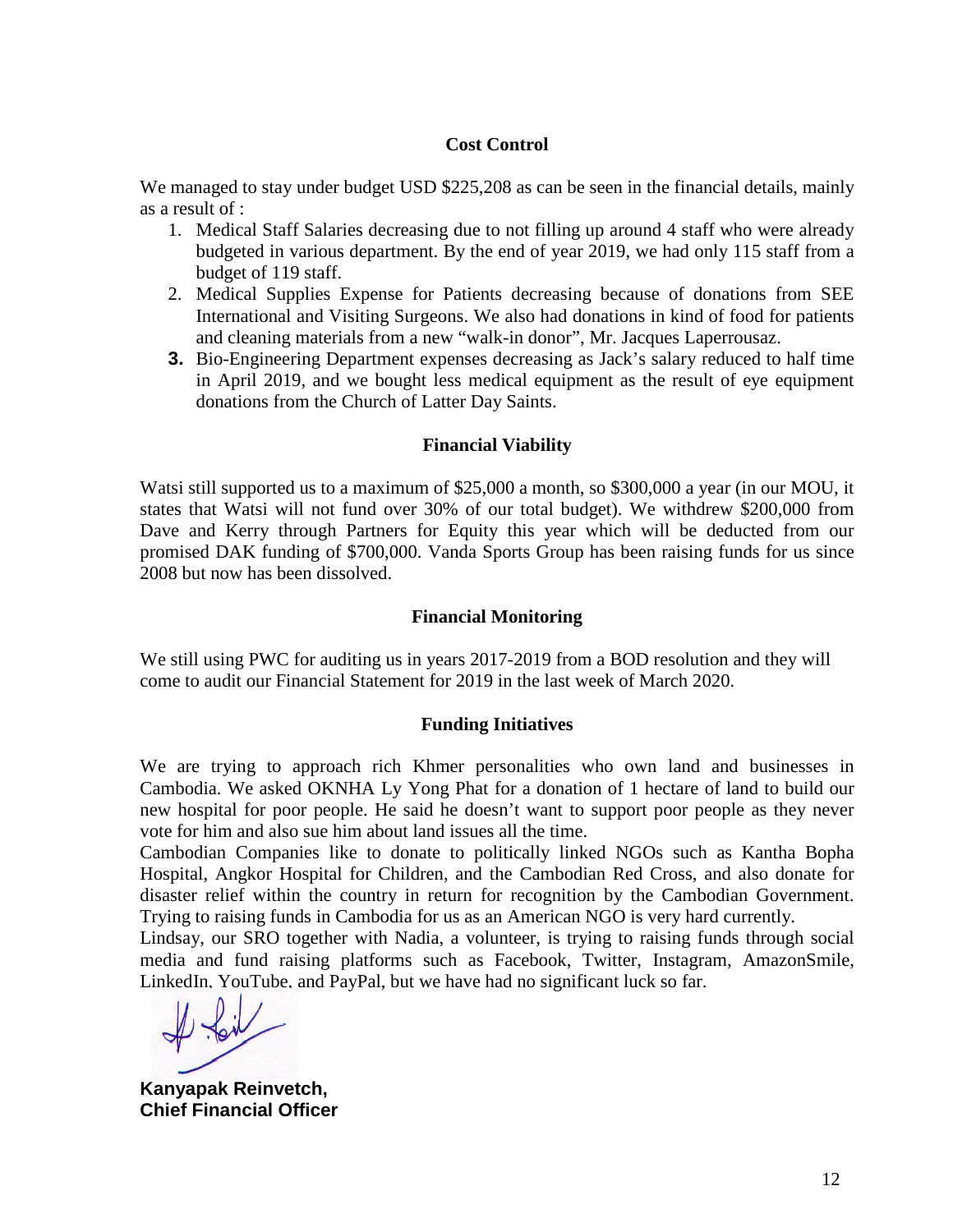## Cost Control

We managed to stay under budget USD $225,208 as can be seen in the financial details, mainly as a result of :

1. Medical Staff Salaries decreasing due to not filling up around 4 staff who were already budgeted in various department. By the end of year 2019, we had only 115 staff from a budget of 119 staff.
2. Medical Supplies Expense for Patients decreasing because of donations from SEE International and Visiting Surgeons. We also had donations in kind of food for patients and cleaning materials from a new "walk-in donor", Mr. Jacques Laperrousaz.
3. Bio-Engineering Department expenses decreasing as Jack's salary reduced to half time in April 2019, and we bought less medical equipment as the result of eye equipment donations from the Church of Latter Day Saints.

## Financial Viability

Watsi still supported us to a maximum of $25,000 a month, so $300,000 a year (in our MOU, it states that Watsi will not fund over 30% of our total budget). We withdrew $200,000 from Dave and Kerry through Partners for Equity this year which will be deducted from our promised DAK funding of $700,000. Vanda Sports Group has been raising funds for us since 2008 but now has been dissolved.

## Financial Monitoring

We still using PWC for auditing us in years 2017-2019 from a BOD resolution and they will come to audit our Financial Statement for 2019 in the last week of March 2020.

## Funding Initiatives

We are trying to approach rich Khmer personalities who own land and businesses in Cambodia. We asked OKNHA Ly Yong Phat for a donation of 1 hectare of land to build our new hospital for poor people. He said he doesn't want to support poor people as they never vote for him and also sue him about land issues all the time.

Cambodian Companies like to donate to politically linked NGOs such as Kantha Bopha Hospital, Angkor Hospital for Children, and the Cambodian Red Cross, and also donate for disaster relief within the country in return for recognition by the Cambodian Government. Trying to raising funds in Cambodia for us as an American NGO is very hard currently.

Lindsay, our SRO together with Nadia, a volunteer, is trying to raising funds through social media and fund raising platforms such as Facebook, Twitter, Instagram, AmazonSmile, LinkedIn, YouTube, and PayPal, but we have had no significant luck so far.

**Kanyapak Reinvetch,**
**Chief Financial Officer**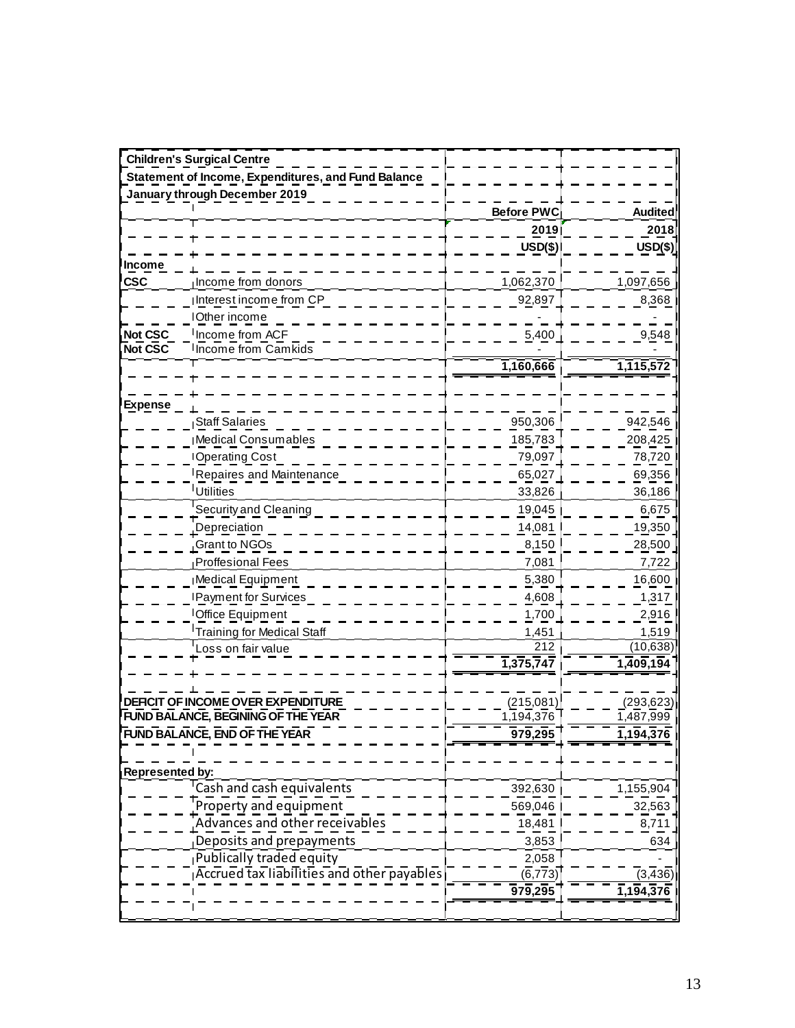**Children's Surgical Centre**

**Statement of Income, Expenditures, and Fund Balance**

**January through December 2019**

| | | Before PWC 2019 USD($) | Audited 2018 USD($) |
|---|---|---|---|
| **Income** | | | |
| **CSC** | Income from donors | 1,062,370 | 1,097,656 |
| | Interest income from CP | 92,897 | 8,368 |
| | Other income | - | - |
| **Not CSC** | Income from ACF | 5,400 | 9,548 |
| **Not CSC** | Income from Camkids | - | - |
| | | **1,160,666** | **1,115,572** |
| **Expense** | | | |
| | Staff Salaries | 950,306 | 942,546 |
| | Medical Consumables | 185,783 | 208,425 |
| | Operating Cost | 79,097 | 78,720 |
| | Repaires and Maintenance | 65,027 | 69,356 |
| | Utilities | 33,826 | 36,186 |
| | Security and Cleaning | 19,045 | 6,675 |
| | Depreciation | 14,081 | 19,350 |
| | Grant to NGOs | 8,150 | 28,500 |
| | Proffesional Fees | 7,081 | 7,722 |
| | Medical Equipment | 5,380 | 16,600 |
| | Payment for Survices | 4,608 | 1,317 |
| | Office Equipment | 1,700 | 2,916 |
| | Training for Medical Staff | 1,451 | 1,519 |
| | Loss on fair value | 212 | (10,638) |
| | | **1,375,747** | **1,409,194** |
| **DEFICIT OF INCOME OVER EXPENDITURE** | | (215,081) | (293,623) |
| **FUND BALANCE, BEGINING OF THE YEAR** | | 1,194,376 | 1,487,999 |
| **FUND BALANCE, END OF THE YEAR** | | **979,295** | **1,194,376** |
| **Represented by:** | | | |
| | Cash and cash equivalents | 392,630 | 1,155,904 |
| | Property and equipment | 569,046 | 32,563 |
| | Advances and other receivables | 18,481 | 8,711 |
| | Deposits and prepayments | 3,853 | 634 |
| | Publically traded equity | 2,058 | - |
| | Accrued tax liabilities and other payables | (6,773) | (3,436) |
| | | **979,295** | **1,194,376** |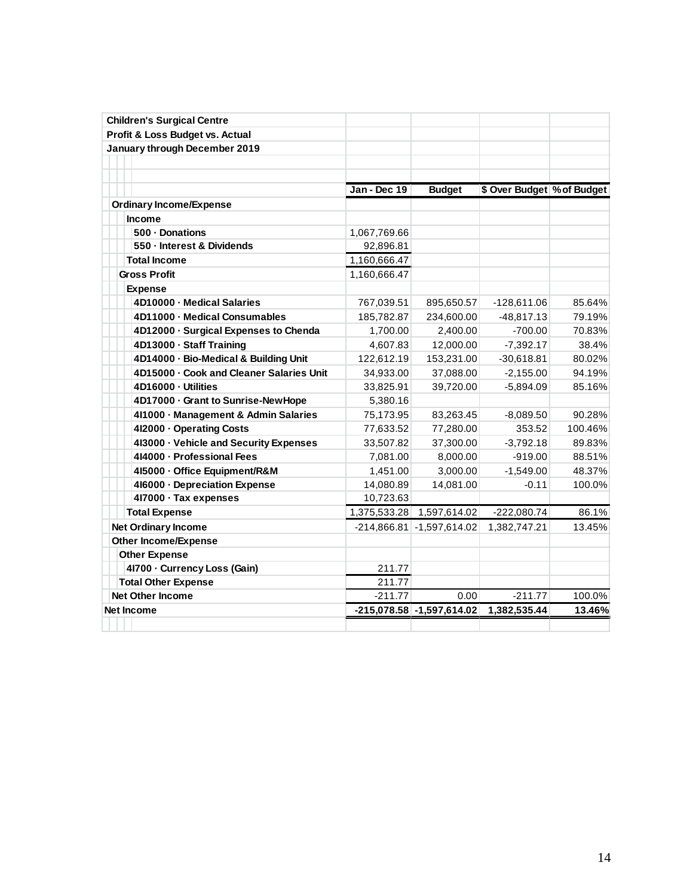**Children's Surgical Centre**
**Profit & Loss Budget vs. Actual**
**January through December 2019**

| | Jan - Dec 19 | Budget | $ Over Budget | % of Budget |
|---|---|---|---|---|
| **Ordinary Income/Expense** | | | | |
| **Income** | | | | |
| **500 · Donations** | 1,067,769.66 | | | |
| **550 · Interest & Dividends** | 92,896.81 | | | |
| **Total Income** | 1,160,666.47 | | | |
| **Gross Profit** | 1,160,666.47 | | | |
| **Expense** | | | | |
| **4D10000 · Medical Salaries** | 767,039.51 | 895,650.57 | -128,611.06 | 85.64% |
| **4D11000 · Medical Consumables** | 185,782.87 | 234,600.00 | -48,817.13 | 79.19% |
| **4D12000 · Surgical Expenses to Chenda** | 1,700.00 | 2,400.00 | -700.00 | 70.83% |
| **4D13000 · Staff Training** | 4,607.83 | 12,000.00 | -7,392.17 | 38.4% |
| **4D14000 · Bio-Medical & Building Unit** | 122,612.19 | 153,231.00 | -30,618.81 | 80.02% |
| **4D15000 · Cook and Cleaner Salaries Unit** | 34,933.00 | 37,088.00 | -2,155.00 | 94.19% |
| **4D16000 · Utilities** | 33,825.91 | 39,720.00 | -5,894.09 | 85.16% |
| **4D17000 · Grant to Sunrise-NewHope** | 5,380.16 | | | |
| **4I1000 · Management & Admin Salaries** | 75,173.95 | 83,263.45 | -8,089.50 | 90.28% |
| **4I2000 · Operating Costs** | 77,633.52 | 77,280.00 | 353.52 | 100.46% |
| **4I3000 · Vehicle and Security Expenses** | 33,507.82 | 37,300.00 | -3,792.18 | 89.83% |
| **4I4000 · Professional Fees** | 7,081.00 | 8,000.00 | -919.00 | 88.51% |
| **4I5000 · Office Equipment/R&M** | 1,451.00 | 3,000.00 | -1,549.00 | 48.37% |
| **4I6000 · Depreciation Expense** | 14,080.89 | 14,081.00 | -0.11 | 100.0% |
| **4I7000 · Tax expenses** | 10,723.63 | | | |
| **Total Expense** | 1,375,533.28 | 1,597,614.02 | -222,080.74 | 86.1% |
| **Net Ordinary Income** | -214,866.81 | -1,597,614.02 | 1,382,747.21 | 13.45% |
| **Other Income/Expense** | | | | |
| **Other Expense** | | | | |
| **4I700 · Currency Loss (Gain)** | 211.77 | | | |
| **Total Other Expense** | 211.77 | | | |
| **Net Other Income** | -211.77 | 0.00 | -211.77 | 100.0% |
| **Net Income** | **-215,078.58** | **-1,597,614.02** | **1,382,535.44** | **13.46%** |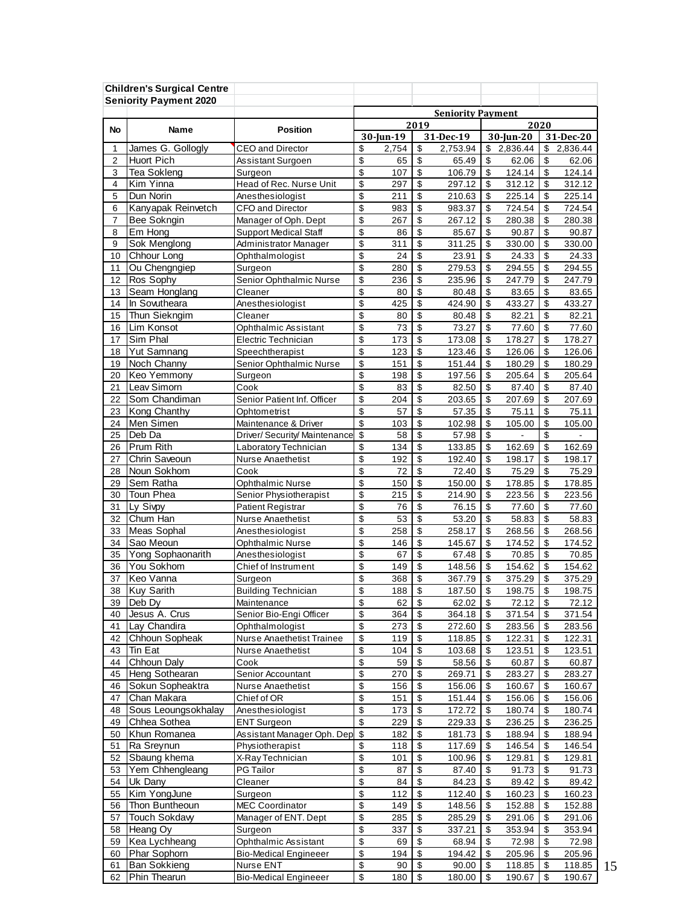**Children's Surgical Centre**
**Seniority Payment 2020**

| No | Name | Position | Seniority Payment 2019 30-Jun-19 | 31-Dec-19 | 2020 30-Jun-20 | 31-Dec-20 |
|---|---|---|---|---|---|---|
| 1 | James G. Gollogly | CEO and Director | $ 2,754 | $ 2,753.94 | $ 2,836.44 | $ 2,836.44 |
| 2 | Huort Pich | Assistant Surgoen | $ 65 | $ 65.49 | $ 62.06 | $ 62.06 |
| 3 | Tea Sokleng | Surgeon | $ 107 | $ 106.79 | $ 124.14 | $ 124.14 |
| 4 | Kim Yinna | Head of Rec. Nurse Unit | $ 297 | $ 297.12 | $ 312.12 | $ 312.12 |
| 5 | Dun Norin | Anesthesiologist | $ 211 | $ 210.63 | $ 225.14 | $ 225.14 |
| 6 | Kanyapak Reinvetch | CFO and Director | $ 983 | $ 983.37 | $ 724.54 | $ 724.54 |
| 7 | Bee Sokngin | Manager of Oph. Dept | $ 267 | $ 267.12 | $ 280.38 | $ 280.38 |
| 8 | Em Hong | Support Medical Staff | $ 86 | $ 85.67 | $ 90.87 | $ 90.87 |
| 9 | Sok Menglong | Administrator Manager | $ 311 | $ 311.25 | $ 330.00 | $ 330.00 |
| 10 | Chhour Long | Ophthalmologist | $ 24 | $ 23.91 | $ 24.33 | $ 24.33 |
| 11 | Ou Chengngiep | Surgeon | $ 280 | $ 279.53 | $ 294.55 | $ 294.55 |
| 12 | Ros Sophy | Senior Ophthalmic Nurse | $ 236 | $ 235.96 | $ 247.79 | $ 247.79 |
| 13 | Seam Honglang | Cleaner | $ 80 | $ 80.48 | $ 83.65 | $ 83.65 |
| 14 | In Sovutheara | Anesthesiologist | $ 425 | $ 424.90 | $ 433.27 | $ 433.27 |
| 15 | Thun Siekngim | Cleaner | $ 80 | $ 80.48 | $ 82.21 | $ 82.21 |
| 16 | Lim Konsot | Ophthalmic Assistant | $ 73 | $ 73.27 | $ 77.60 | $ 77.60 |
| 17 | Sim Phal | Electric Technician | $ 173 | $ 173.08 | $ 178.27 | $ 178.27 |
| 18 | Yut Samnang | Speechtherapist | $ 123 | $ 123.46 | $ 126.06 | $ 126.06 |
| 19 | Noch Channy | Senior Ophthalmic Nurse | $ 151 | $ 151.44 | $ 180.29 | $ 180.29 |
| 20 | Keo Yemmony | Surgeon | $ 198 | $ 197.56 | $ 205.64 | $ 205.64 |
| 21 | Leav Simorn | Cook | $ 83 | $ 82.50 | $ 87.40 | $ 87.40 |
| 22 | Som Chandiman | Senior Patient Inf. Officer | $ 204 | $ 203.65 | $ 207.69 | $ 207.69 |
| 23 | Kong Chanthy | Ophtometrist | $ 57 | $ 57.35 | $ 75.11 | $ 75.11 |
| 24 | Men Simen | Maintenance & Driver | $ 103 | $ 102.98 | $ 105.00 | $ 105.00 |
| 25 | Deb Da | Driver/ Security/ Maintenance | $ 58 | $ 57.98 | $ - | $ - |
| 26 | Prum Rith | Laboratory Technician | $ 134 | $ 133.85 | $ 162.69 | $ 162.69 |
| 27 | Chrin Saveoun | Nurse Anaethetist | $ 192 | $ 192.40 | $ 198.17 | $ 198.17 |
| 28 | Noun Sokhom | Cook | $ 72 | $ 72.40 | $ 75.29 | $ 75.29 |
| 29 | Sem Ratha | Ophthalmic Nurse | $ 150 | $ 150.00 | $ 178.85 | $ 178.85 |
| 30 | Toun Phea | Senior Physiotherapist | $ 215 | $ 214.90 | $ 223.56 | $ 223.56 |
| 31 | Ly Sivpy | Patient Registrar | $ 76 | $ 76.15 | $ 77.60 | $ 77.60 |
| 32 | Chum Han | Nurse Anaethetist | $ 53 | $ 53.20 | $ 58.83 | $ 58.83 |
| 33 | Meas Sophal | Anesthesiologist | $ 258 | $ 258.17 | $ 268.56 | $ 268.56 |
| 34 | Sao Meoun | Ophthalmic Nurse | $ 146 | $ 145.67 | $ 174.52 | $ 174.52 |
| 35 | Yong Sophaonarith | Anesthesiologist | $ 67 | $ 67.48 | $ 70.85 | $ 70.85 |
| 36 | You Sokhom | Chief of Instrument | $ 149 | $ 148.56 | $ 154.62 | $ 154.62 |
| 37 | Keo Vanna | Surgeon | $ 368 | $ 367.79 | $ 375.29 | $ 375.29 |
| 38 | Kuy Sarith | Building Technician | $ 188 | $ 187.50 | $ 198.75 | $ 198.75 |
| 39 | Deb Dy | Maintenance | $ 62 | $ 62.02 | $ 72.12 | $ 72.12 |
| 40 | Jesus A. Crus | Senior Bio-Engi Officer | $ 364 | $ 364.18 | $ 371.54 | $ 371.54 |
| 41 | Lay Chandira | Ophthalmologist | $ 273 | $ 272.60 | $ 283.56 | $ 283.56 |
| 42 | Chhoun Sopheak | Nurse Anaethetist Trainee | $ 119 | $ 118.85 | $ 122.31 | $ 122.31 |
| 43 | Tin Eat | Nurse Anaethetist | $ 104 | $ 103.68 | $ 123.51 | $ 123.51 |
| 44 | Chhoun Daly | Cook | $ 59 | $ 58.56 | $ 60.87 | $ 60.87 |
| 45 | Heng Sothearan | Senior Accountant | $ 270 | $ 269.71 | $ 283.27 | $ 283.27 |
| 46 | Sokun Sopheaktra | Nurse Anaethetist | $ 156 | $ 156.06 | $ 160.67 | $ 160.67 |
| 47 | Chan Makara | Chief of OR | $ 151 | $ 151.44 | $ 156.06 | $ 156.06 |
| 48 | Sous Leoungsokhalay | Anesthesiologist | $ 173 | $ 172.72 | $ 180.74 | $ 180.74 |
| 49 | Chhea Sothea | ENT Surgeon | $ 229 | $ 229.33 | $ 236.25 | $ 236.25 |
| 50 | Khun Romanea | Assistant Manager Oph. Dep | $ 182 | $ 181.73 | $ 188.94 | $ 188.94 |
| 51 | Ra Sreynun | Physiotherapist | $ 118 | $ 117.69 | $ 146.54 | $ 146.54 |
| 52 | Sbaung khema | X-Ray Technician | $ 101 | $ 100.96 | $ 129.81 | $ 129.81 |
| 53 | Yem Chhengleang | PG Tailor | $ 87 | $ 87.40 | $ 91.73 | $ 91.73 |
| 54 | Uk Dany | Cleaner | $ 84 | $ 84.23 | $ 89.42 | $ 89.42 |
| 55 | Kim YongJune | Surgeon | $ 112 | $ 112.40 | $ 160.23 | $ 160.23 |
| 56 | Thon Buntheoun | MEC Coordinator | $ 149 | $ 148.56 | $ 152.88 | $ 152.88 |
| 57 | Touch Sokdavy | Manager of ENT. Dept | $ 285 | $ 285.29 | $ 291.06 | $ 291.06 |
| 58 | Heang Oy | Surgeon | $ 337 | $ 337.21 | $ 353.94 | $ 353.94 |
| 59 | Kea Lychheang | Ophthalmic Assistant | $ 69 | $ 68.94 | $ 72.98 | $ 72.98 |
| 60 | Phar Sophorn | Bio-Medical Engineeer | $ 194 | $ 194.42 | $ 205.96 | $ 205.96 |
| 61 | Ban Sokkieng | Nurse ENT | $ 90 | $ 90.00 | $ 118.85 | $ 118.85 |
| 62 | Phin Thearun | Bio-Medical Engineeer | $ 180 | $ 180.00 | $ 190.67 | $ 190.67 |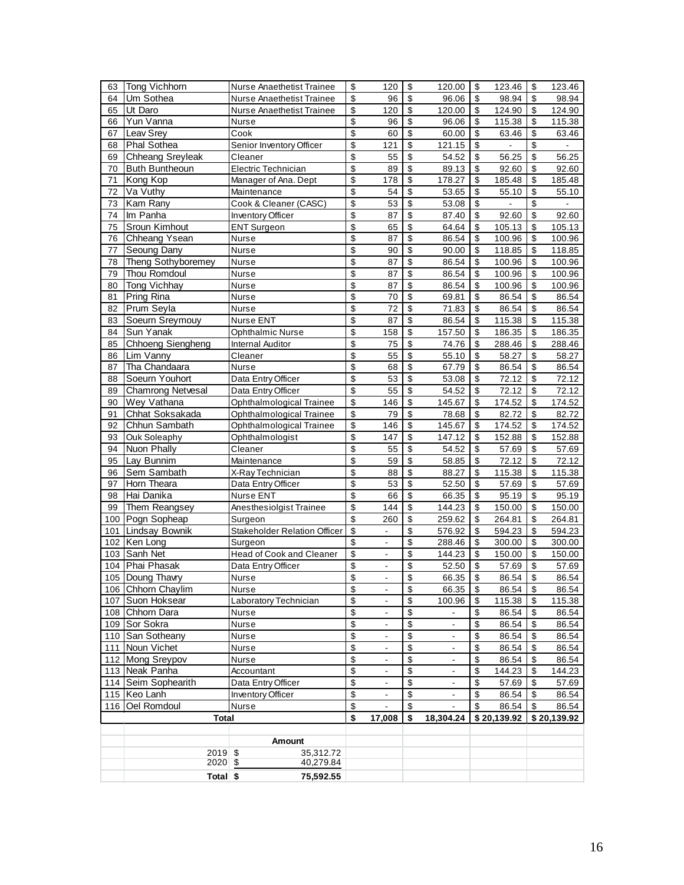| 63 | Tong Vichhorn | Nurse Anaethetist Trainee | $ 120 | $ 120.00 | $ 123.46 | $ 123.46 |
|---|---|---|---|---|---|---|
| 64 | Um Sothea | Nurse Anaethetist Trainee | $ 96 | $ 96.06 | $ 98.94 | $ 98.94 |
| 65 | Ut Daro | Nurse Anaethetist Trainee | $ 120 | $ 120.00 | $ 124.90 | $ 124.90 |
| 66 | Yun Vanna | Nurse | $ 96 | $ 96.06 | $ 115.38 | $ 115.38 |
| 67 | Leav Srey | Cook | $ 60 | $ 60.00 | $ 63.46 | $ 63.46 |
| 68 | Phal Sothea | Senior Inventory Officer | $ 121 | $ 121.15 | $ - | $ - |
| 69 | Chheang Sreyleak | Cleaner | $ 55 | $ 54.52 | $ 56.25 | $ 56.25 |
| 70 | Buth Buntheoun | Electric Technician | $ 89 | $ 89.13 | $ 92.60 | $ 92.60 |
| 71 | Kong Kop | Manager of Ana. Dept | $ 178 | $ 178.27 | $ 185.48 | $ 185.48 |
| 72 | Va Vuthy | Maintenance | $ 54 | $ 53.65 | $ 55.10 | $ 55.10 |
| 73 | Kam Rany | Cook & Cleaner (CASC) | $ 53 | $ 53.08 | $ - | $ - |
| 74 | Im Panha | Inventory Officer | $ 87 | $ 87.40 | $ 92.60 | $ 92.60 |
| 75 | Sroun Kimhout | ENT Surgeon | $ 65 | $ 64.64 | $ 105.13 | $ 105.13 |
| 76 | Chheang Ysean | Nurse | $ 87 | $ 86.54 | $ 100.96 | $ 100.96 |
| 77 | Seoung Dany | Nurse | $ 90 | $ 90.00 | $ 118.85 | $ 118.85 |
| 78 | Theng Sothyboremey | Nurse | $ 87 | $ 86.54 | $ 100.96 | $ 100.96 |
| 79 | Thou Romdoul | Nurse | $ 87 | $ 86.54 | $ 100.96 | $ 100.96 |
| 80 | Tong Vichhay | Nurse | $ 87 | $ 86.54 | $ 100.96 | $ 100.96 |
| 81 | Pring Rina | Nurse | $ 70 | $ 69.81 | $ 86.54 | $ 86.54 |
| 82 | Prum Seyla | Nurse | $ 72 | $ 71.83 | $ 86.54 | $ 86.54 |
| 83 | Soeurn Sreymouy | Nurse ENT | $ 87 | $ 86.54 | $ 115.38 | $ 115.38 |
| 84 | Sun Yanak | Ophthalmic Nurse | $ 158 | $ 157.50 | $ 186.35 | $ 186.35 |
| 85 | Chhoeng Siengheng | Internal Auditor | $ 75 | $ 74.76 | $ 288.46 | $ 288.46 |
| 86 | Lim Vanny | Cleaner | $ 55 | $ 55.10 | $ 58.27 | $ 58.27 |
| 87 | Tha Chandaara | Nurse | $ 68 | $ 67.79 | $ 86.54 | $ 86.54 |
| 88 | Soeurn Youhort | Data Entry Officer | $ 53 | $ 53.08 | $ 72.12 | $ 72.12 |
| 89 | Chamrong Netvesal | Data Entry Officer | $ 55 | $ 54.52 | $ 72.12 | $ 72.12 |
| 90 | Wey Vathana | Ophthalmological Trainee | $ 146 | $ 145.67 | $ 174.52 | $ 174.52 |
| 91 | Chhat Soksakada | Ophthalmological Trainee | $ 79 | $ 78.68 | $ 82.72 | $ 82.72 |
| 92 | Chhun Sambath | Ophthalmological Trainee | $ 146 | $ 145.67 | $ 174.52 | $ 174.52 |
| 93 | Ouk Soleaphy | Ophthalmologist | $ 147 | $ 147.12 | $ 152.88 | $ 152.88 |
| 94 | Nuon Phally | Cleaner | $ 55 | $ 54.52 | $ 57.69 | $ 57.69 |
| 95 | Lay Bunnim | Maintenance | $ 59 | $ 58.85 | $ 72.12 | $ 72.12 |
| 96 | Sem Sambath | X-Ray Technician | $ 88 | $ 88.27 | $ 115.38 | $ 115.38 |
| 97 | Horn Theara | Data Entry Officer | $ 53 | $ 52.50 | $ 57.69 | $ 57.69 |
| 98 | Hai Danika | Nurse ENT | $ 66 | $ 66.35 | $ 95.19 | $ 95.19 |
| 99 | Them Reangsey | Anesthesiolgist Trainee | $ 144 | $ 144.23 | $ 150.00 | $ 150.00 |
| 100 | Pogn Sopheap | Surgeon | $ 260 | $ 259.62 | $ 264.81 | $ 264.81 |
| 101 | Lindsay Bownik | Stakeholder Relation Officer | $ - | $ 576.92 | $ 594.23 | $ 594.23 |
| 102 | Ken Long | Surgeon | $ - | $ 288.46 | $ 300.00 | $ 300.00 |
| 103 | Sanh Net | Head of Cook and Cleaner | $ - | $ 144.23 | $ 150.00 | $ 150.00 |
| 104 | Phai Phasak | Data Entry Officer | $ - | $ 52.50 | $ 57.69 | $ 57.69 |
| 105 | Doung Thavry | Nurse | $ - | $ 66.35 | $ 86.54 | $ 86.54 |
| 106 | Chhorn Chaylim | Nurse | $ - | $ 66.35 | $ 86.54 | $ 86.54 |
| 107 | Suon Hoksear | Laboratory Technician | $ - | $ 100.96 | $ 115.38 | $ 115.38 |
| 108 | Chhorn Dara | Nurse | $ - | $ - | $ 86.54 | $ 86.54 |
| 109 | Sor Sokra | Nurse | $ - | $ - | $ 86.54 | $ 86.54 |
| 110 | San Sotheany | Nurse | $ - | $ - | $ 86.54 | $ 86.54 |
| 111 | Noun Vichet | Nurse | $ - | $ - | $ 86.54 | $ 86.54 |
| 112 | Mong Sreypov | Nurse | $ - | $ - | $ 86.54 | $ 86.54 |
| 113 | Neak Panha | Accountant | $ - | $ - | $ 144.23 | $ 144.23 |
| 114 | Seim Sophearith | Data Entry Officer | $ - | $ - | $ 57.69 | $ 57.69 |
| 115 | Keo Lanh | Inventory Officer | $ - | $ - | $ 86.54 | $ 86.54 |
| 116 | Oel Romdoul | Nurse | $ - | $ - | $ 86.54 | $ 86.54 |
| | **Total** | | **$ 17,008** | **$ 18,304.24** | **$ 20,139.92** | **$ 20,139.92** |

| | **Amount** |
|---|---|
| 2019 | $ 35,312.72 |
| 2020 | $ 40,279.84 |
| **Total** | **$ 75,592.55** |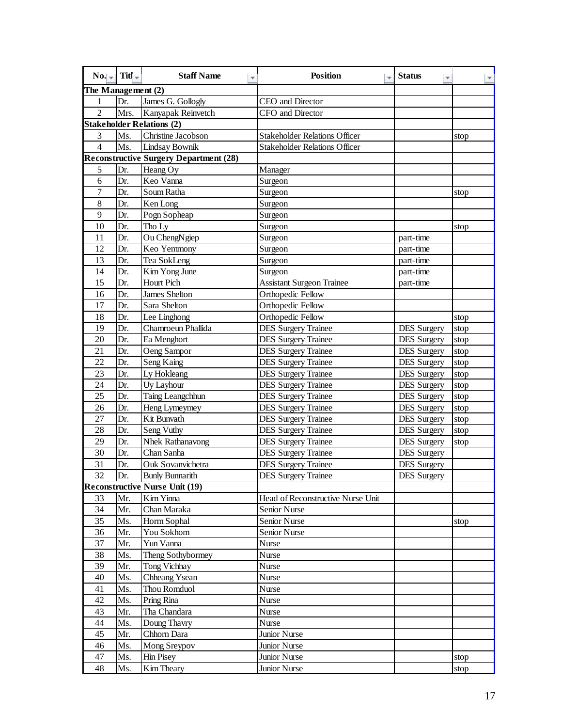| No. | Title | Staff Name | Position | Status | |
|---|---|---|---|---|---|
| **The Management (2)** | | | | | |
| 1 | Dr. | James G. Gollogly | CEO and Director | | |
| 2 | Mrs. | Kanyapak Reinvetch | CFO and Director | | |
| **Stakeholder Relations (2)** | | | | | |
| 3 | Ms. | Christine Jacobson | Stakeholder Relations Officer | | stop |
| 4 | Ms. | Lindsay Bownik | Stakeholder Relations Officer | | |
| **Reconstructive Surgery Department (28)** | | | | | |
| 5 | Dr. | Heang Oy | Manager | | |
| 6 | Dr. | Keo Vanna | Surgeon | | |
| 7 | Dr. | Soum Ratha | Surgeon | | stop |
| 8 | Dr. | Ken Long | Surgeon | | |
| 9 | Dr. | Pogn Sopheap | Surgeon | | |
| 10 | Dr. | Tho Ly | Surgeon | | stop |
| 11 | Dr. | Ou ChengNgiep | Surgeon | part-time | |
| 12 | Dr. | Keo Yemmony | Surgeon | part-time | |
| 13 | Dr. | Tea SokLeng | Surgeon | part-time | |
| 14 | Dr. | Kim Yong June | Surgeon | part-time | |
| 15 | Dr. | Hourt Pich | Assistant Surgeon Trainee | part-time | |
| 16 | Dr. | James Shelton | Orthopedic Fellow | | |
| 17 | Dr. | Sara Shelton | Orthopedic Fellow | | |
| 18 | Dr. | Lee Linghong | Orthopedic Fellow | | stop |
| 19 | Dr. | Chamroeun Phallida | DES Surgery Trainee | DES Surgery | stop |
| 20 | Dr. | Ea Menghort | DES Surgery Trainee | DES Surgery | stop |
| 21 | Dr. | Oeng Sampor | DES Surgery Trainee | DES Surgery | stop |
| 22 | Dr. | Seng Kaing | DES Surgery Trainee | DES Surgery | stop |
| 23 | Dr. | Ly Hokleang | DES Surgery Trainee | DES Surgery | stop |
| 24 | Dr. | Uy Layhour | DES Surgery Trainee | DES Surgery | stop |
| 25 | Dr. | Taing Leangchhun | DES Surgery Trainee | DES Surgery | stop |
| 26 | Dr. | Heng Lymeymey | DES Surgery Trainee | DES Surgery | stop |
| 27 | Dr. | Kit Bunvath | DES Surgery Trainee | DES Surgery | stop |
| 28 | Dr. | Seng Vuthy | DES Surgery Trainee | DES Surgery | stop |
| 29 | Dr. | Nhek Rathanavong | DES Surgery Trainee | DES Surgery | stop |
| 30 | Dr. | Chan Sanha | DES Surgery Trainee | DES Surgery | |
| 31 | Dr. | Ouk Sovanvichetra | DES Surgery Trainee | DES Surgery | |
| 32 | Dr. | Bunly Bunnarith | DES Surgery Trainee | DES Surgery | |
| **Reconstructive Nurse Unit (19)** | | | | | |
| 33 | Mr. | Kim Yinna | Head of Reconstructive Nurse Unit | | |
| 34 | Mr. | Chan Maraka | Senior Nurse | | |
| 35 | Ms. | Horm Sophal | Senior Nurse | | stop |
| 36 | Mr. | You Sokhom | Senior Nurse | | |
| 37 | Mr. | Yun Vanna | Nurse | | |
| 38 | Ms. | Theng Sothybormey | Nurse | | |
| 39 | Mr. | Tong Vichhay | Nurse | | |
| 40 | Ms. | Chheang Ysean | Nurse | | |
| 41 | Ms. | Thou Romduol | Nurse | | |
| 42 | Ms. | Pring Rina | Nurse | | |
| 43 | Mr. | Tha Chandara | Nurse | | |
| 44 | Ms. | Doung Thavry | Nurse | | |
| 45 | Mr. | Chhorn Dara | Junior Nurse | | |
| 46 | Ms. | Mong Sreypov | Junior Nurse | | |
| 47 | Ms. | Hin Pisey | Junior Nurse | | stop |
| 48 | Ms. | Kim Theary | Junior Nurse | | stop |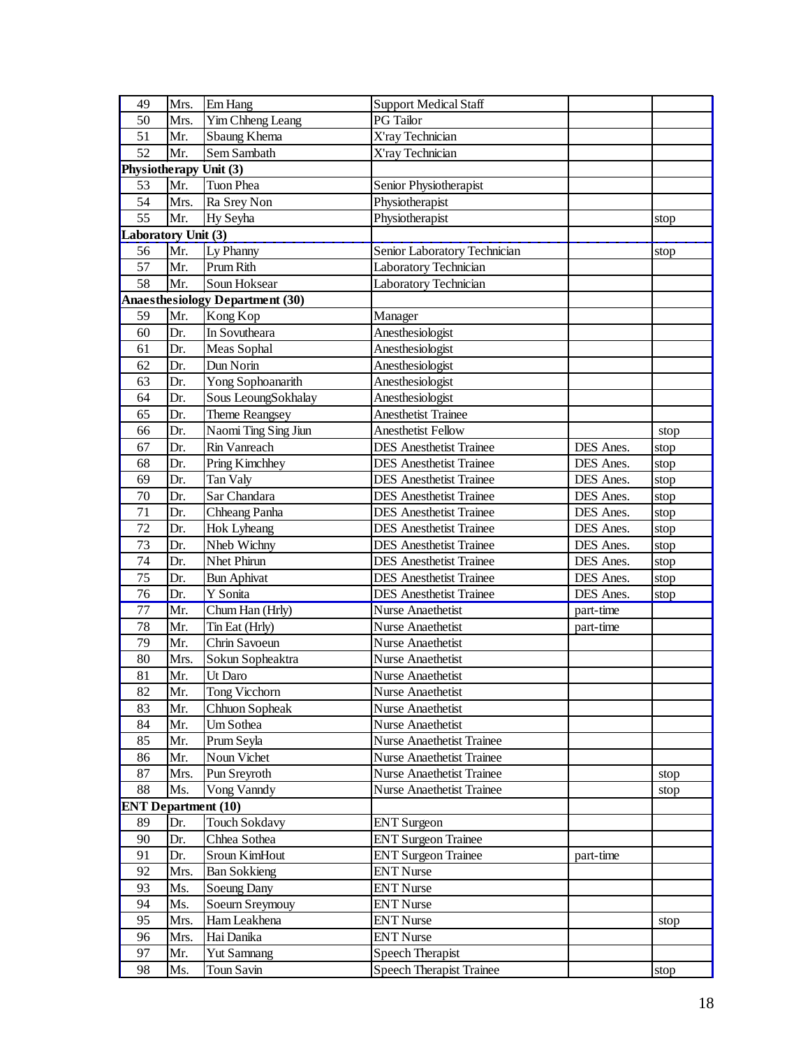| | | | | | |
|---|---|---|---|---|---|
| 49 | Mrs. | Em Hang | Support Medical Staff | | |
| 50 | Mrs. | Yim Chheng Leang | PG Tailor | | |
| 51 | Mr. | Sbaung Khema | X'ray Technician | | |
| 52 | Mr. | Sem Sambath | X'ray Technician | | |
| **Physiotherapy Unit (3)** | | | | | |
| 53 | Mr. | Tuon Phea | Senior Physiotherapist | | |
| 54 | Mrs. | Ra Srey Non | Physiotherapist | | |
| 55 | Mr. | Hy Seyha | Physiotherapist | | stop |
| **Laboratory Unit (3)** | | | | | |
| 56 | Mr. | Ly Phanny | Senior Laboratory Technician | | stop |
| 57 | Mr. | Prum Rith | Laboratory Technician | | |
| 58 | Mr. | Soun Hoksear | Laboratory Technician | | |
| **Anaesthesiology Department (30)** | | | | | |
| 59 | Mr. | Kong Kop | Manager | | |
| 60 | Dr. | In Sovutheara | Anesthesiologist | | |
| 61 | Dr. | Meas Sophal | Anesthesiologist | | |
| 62 | Dr. | Dun Norin | Anesthesiologist | | |
| 63 | Dr. | Yong Sophoanarith | Anesthesiologist | | |
| 64 | Dr. | Sous LeoungSokhalay | Anesthesiologist | | |
| 65 | Dr. | Theme Reangsey | Anesthetist Trainee | | |
| 66 | Dr. | Naomi Ting Sing Jiun | Anesthetist Fellow | | stop |
| 67 | Dr. | Rin Vanreach | DES Anesthetist Trainee | DES Anes. | stop |
| 68 | Dr. | Pring Kimchhey | DES Anesthetist Trainee | DES Anes. | stop |
| 69 | Dr. | Tan Valy | DES Anesthetist Trainee | DES Anes. | stop |
| 70 | Dr. | Sar Chandara | DES Anesthetist Trainee | DES Anes. | stop |
| 71 | Dr. | Chheang Panha | DES Anesthetist Trainee | DES Anes. | stop |
| 72 | Dr. | Hok Lyheang | DES Anesthetist Trainee | DES Anes. | stop |
| 73 | Dr. | Nheb Wichny | DES Anesthetist Trainee | DES Anes. | stop |
| 74 | Dr. | Nhet Phirun | DES Anesthetist Trainee | DES Anes. | stop |
| 75 | Dr. | Bun Aphivat | DES Anesthetist Trainee | DES Anes. | stop |
| 76 | Dr. | Y Sonita | DES Anesthetist Trainee | DES Anes. | stop |
| 77 | Mr. | Chum Han (Hrly) | Nurse Anaethetist | part-time | |
| 78 | Mr. | Tin Eat (Hrly) | Nurse Anaethetist | part-time | |
| 79 | Mr. | Chrin Savoeun | Nurse Anaethetist | | |
| 80 | Mrs. | Sokun Sopheaktra | Nurse Anaethetist | | |
| 81 | Mr. | Ut Daro | Nurse Anaethetist | | |
| 82 | Mr. | Tong Vicchorn | Nurse Anaethetist | | |
| 83 | Mr. | Chhuon Sopheak | Nurse Anaethetist | | |
| 84 | Mr. | Um Sothea | Nurse Anaethetist | | |
| 85 | Mr. | Prum Seyla | Nurse Anaethetist Trainee | | |
| 86 | Mr. | Noun Vichet | Nurse Anaethetist Trainee | | |
| 87 | Mrs. | Pun Sreyroth | Nurse Anaethetist Trainee | | stop |
| 88 | Ms. | Vong Vanndy | Nurse Anaethetist Trainee | | stop |
| **ENT Department (10)** | | | | | |
| 89 | Dr. | Touch Sokdavy | ENT Surgeon | | |
| 90 | Dr. | Chhea Sothea | ENT Surgeon Trainee | | |
| 91 | Dr. | Sroun KimHout | ENT Surgeon Trainee | part-time | |
| 92 | Mrs. | Ban Sokkieng | ENT Nurse | | |
| 93 | Ms. | Soeung Dany | ENT Nurse | | |
| 94 | Ms. | Soeurn Sreymouy | ENT Nurse | | |
| 95 | Mrs. | Ham Leakhena | ENT Nurse | | stop |
| 96 | Mrs. | Hai Danika | ENT Nurse | | |
| 97 | Mr. | Yut Samnang | Speech Therapist | | |
| 98 | Ms. | Toun Savin | Speech Therapist Trainee | | stop |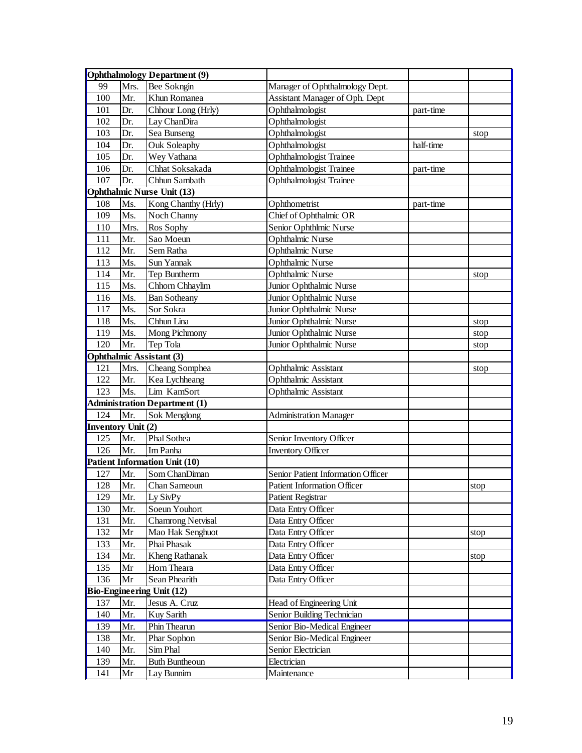| Ophthalmology Department (9) | | | | | |
|---|---|---|---|---|---|
| 99 | Mrs. | Bee Sokngin | Manager of Ophthalmology Dept. | | |
| 100 | Mr. | Khun Romanea | Assistant Manager of Oph. Dept | | |
| 101 | Dr. | Chhour Long (Hrly) | Ophthalmologist | part-time | |
| 102 | Dr. | Lay ChanDira | Ophthalmologist | | |
| 103 | Dr. | Sea Bunseng | Ophthalmologist | | stop |
| 104 | Dr. | Ouk Soleaphy | Ophthalmologist | half-time | |
| 105 | Dr. | Wey Vathana | Ophthalmologist Trainee | | |
| 106 | Dr. | Chhat Soksakada | Ophthalmologist Trainee | part-time | |
| 107 | Dr. | Chhun Sambath | Ophthalmologist Trainee | | |
| **Ophthalmic Nurse Unit (13)** | | | | | |
| 108 | Ms. | Kong Chanthy (Hrly) | Ophthometrist | part-time | |
| 109 | Ms. | Noch Channy | Chief of Ophthalmic OR | | |
| 110 | Mrs. | Ros Sophy | Senior Ophthlmic Nurse | | |
| 111 | Mr. | Sao Moeun | Ophthalmic Nurse | | |
| 112 | Mr. | Sem Ratha | Ophthalmic Nurse | | |
| 113 | Ms. | Sun Yannak | Ophthalmic Nurse | | |
| 114 | Mr. | Tep Buntherm | Ophthalmic Nurse | | stop |
| 115 | Ms. | Chhorn Chhaylim | Junior Ophthalmic Nurse | | |
| 116 | Ms. | Ban Sotheany | Junior Ophthalmic Nurse | | |
| 117 | Ms. | Sor Sokra | Junior Ophthalmic Nurse | | |
| 118 | Ms. | Chhun Lina | Junior Ophthalmic Nurse | | stop |
| 119 | Ms. | Mong Pichmony | Junior Ophthalmic Nurse | | stop |
| 120 | Mr. | Tep Tola | Junior Ophthalmic Nurse | | stop |
| **Ophthalmic Assistant (3)** | | | | | |
| 121 | Mrs. | Cheang Somphea | Ophthalmic Assistant | | stop |
| 122 | Mr. | Kea Lychheang | Ophthalmic Assistant | | |
| 123 | Ms. | Lim KamSort | Ophthalmic Assistant | | |
| **Administration Department (1)** | | | | | |
| 124 | Mr. | Sok Menglong | Administration Manager | | |
| **Inventory Unit (2)** | | | | | |
| 125 | Mr. | Phal Sothea | Senior Inventory Officer | | |
| 126 | Mr. | Im Panha | Inventory Officer | | |
| **Patient Information Unit (10)** | | | | | |
| 127 | Mr. | Som ChanDiman | Senior Patient Information Officer | | |
| 128 | Mr. | Chan Sameoun | Patient Information Officer | | stop |
| 129 | Mr. | Ly SivPy | Patient Registrar | | |
| 130 | Mr. | Soeun Youhort | Data Entry Officer | | |
| 131 | Mr. | Chamrong Netvisal | Data Entry Officer | | |
| 132 | Mr | Mao Hak Senghuot | Data Entry Officer | | stop |
| 133 | Mr. | Phai Phasak | Data Entry Officer | | |
| 134 | Mr. | Kheng Rathanak | Data Entry Officer | | stop |
| 135 | Mr | Horn Theara | Data Entry Officer | | |
| 136 | Mr | Sean Phearith | Data Entry Officer | | |
| **Bio-Engineering Unit (12)** | | | | | |
| 137 | Mr. | Jesus A. Cruz | Head of Engineering Unit | | |
| 140 | Mr. | Kuy Sarith | Senior Building Technician | | |
| 139 | Mr. | Phin Thearun | Senior Bio-Medical Engineer | | |
| 138 | Mr. | Phar Sophon | Senior Bio-Medical Engineer | | |
| 140 | Mr. | Sim Phal | Senior Electrician | | |
| 139 | Mr. | Buth Buntheoun | Electrician | | |
| 141 | Mr | Lay Bunnim | Maintenance | | |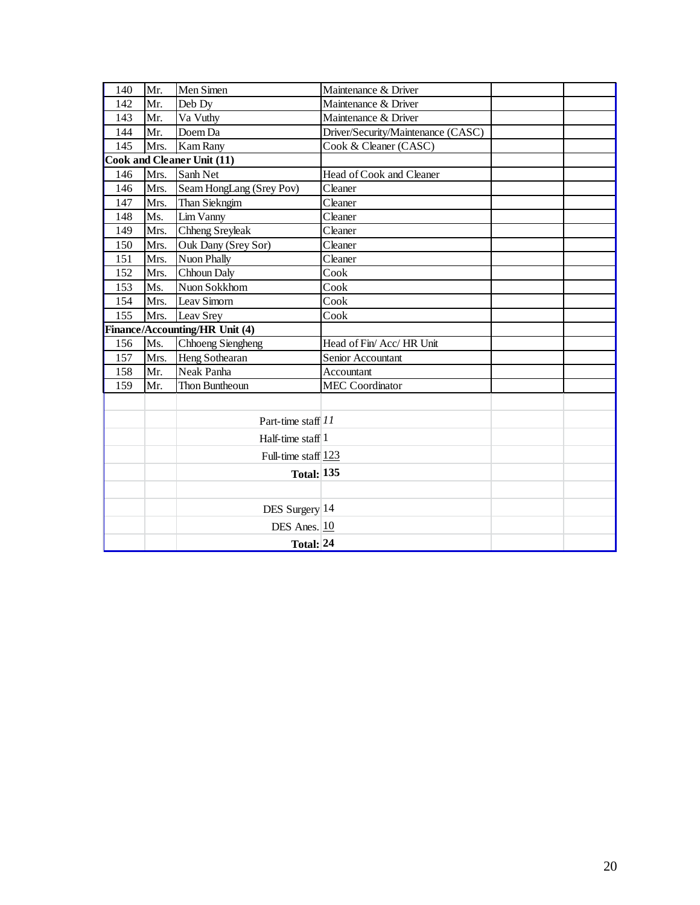| | | | | | |
|---|---|---|---|---|---|
| 140 | Mr. | Men Simen | Maintenance & Driver | | |
| 142 | Mr. | Deb Dy | Maintenance & Driver | | |
| 143 | Mr. | Va Vuthy | Maintenance & Driver | | |
| 144 | Mr. | Doem Da | Driver/Security/Maintenance (CASC) | | |
| 145 | Mrs. | Kam Rany | Cook & Cleaner (CASC) | | |
| **Cook and Cleaner Unit (11)** | | | | | |
| 146 | Mrs. | Sanh Net | Head of Cook and Cleaner | | |
| 146 | Mrs. | Seam HongLang (Srey Pov) | Cleaner | | |
| 147 | Mrs. | Than Siekngim | Cleaner | | |
| 148 | Ms. | Lim Vanny | Cleaner | | |
| 149 | Mrs. | Chheng Sreyleak | Cleaner | | |
| 150 | Mrs. | Ouk Dany (Srey Sor) | Cleaner | | |
| 151 | Mrs. | Nuon Phally | Cleaner | | |
| 152 | Mrs. | Chhoun Daly | Cook | | |
| 153 | Ms. | Nuon Sokkhom | Cook | | |
| 154 | Mrs. | Leav Simorn | Cook | | |
| 155 | Mrs. | Leav Srey | Cook | | |
| **Finance/Accounting/HR Unit (4)** | | | | | |
| 156 | Ms. | Chhoeng Siengheng | Head of Fin/ Acc/ HR Unit | | |
| 157 | Mrs. | Heng Sothearan | Senior Accountant | | |
| 158 | Mr. | Neak Panha | Accountant | | |
| 159 | Mr. | Thon Buntheoun | MEC Coordinator | | |
| | | | | | |
| | | Part-time staff | *11* | | |
| | | Half-time staff | 1 | | |
| | | Full-time staff | 123 | | |
| | | **Total:** | **135** | | |
| | | | | | |
| | | DES Surgery | 14 | | |
| | | DES Anes. | 10 | | |
| | | **Total:** | **24** | | |